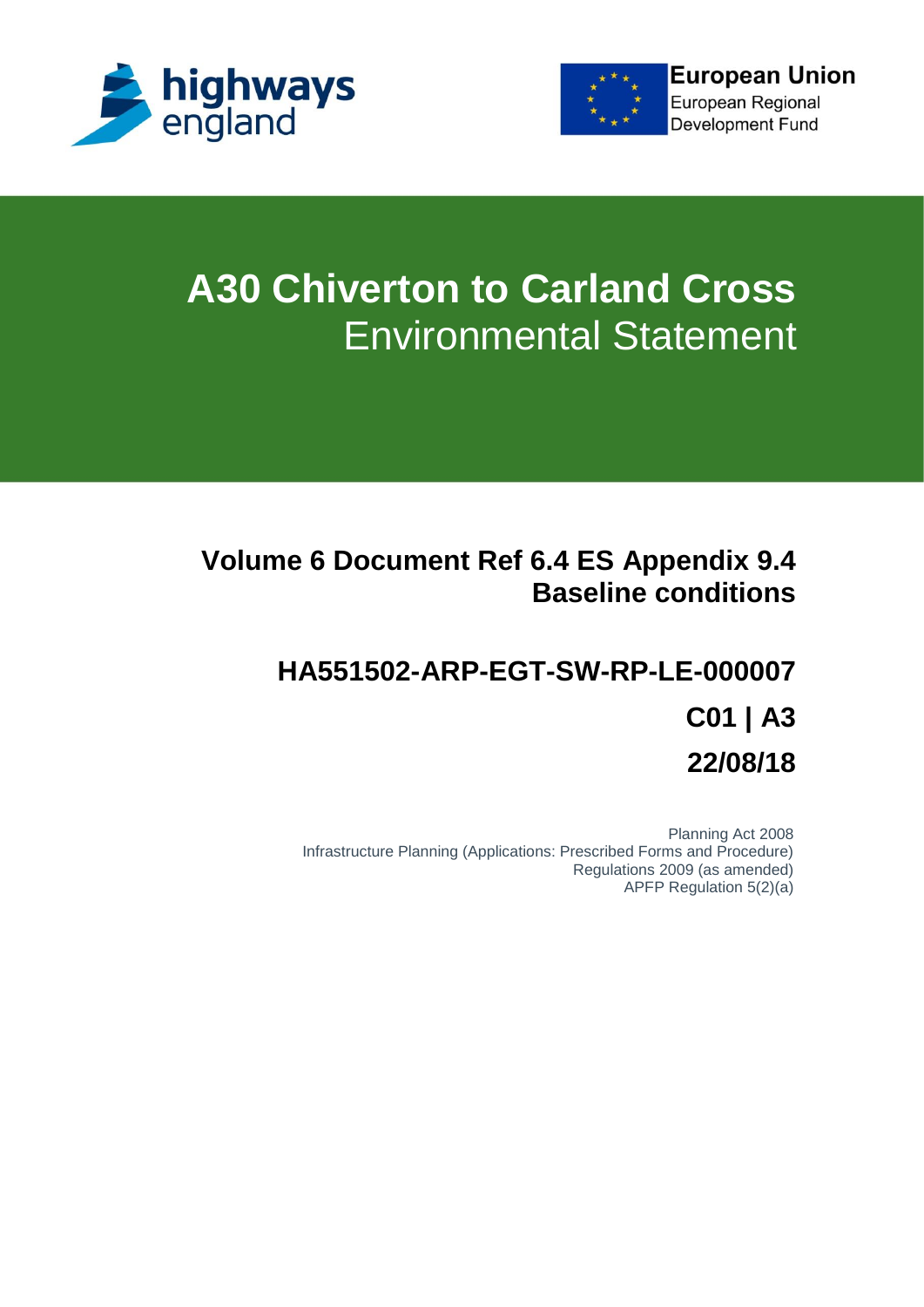highways england

European Union
European Regional Development Fund

# A30 Chiverton to Carland Cross
## Environmental Statement

### Volume 6 Document Ref 6.4 ES Appendix 9.4 Baseline conditions

### HA551502-ARP-EGT-SW-RP-LE-000007

### C01 | A3

### 22/08/18

Planning Act 2008
Infrastructure Planning (Applications: Prescribed Forms and Procedure) Regulations 2009 (as amended)
APFP Regulation 5(2)(a)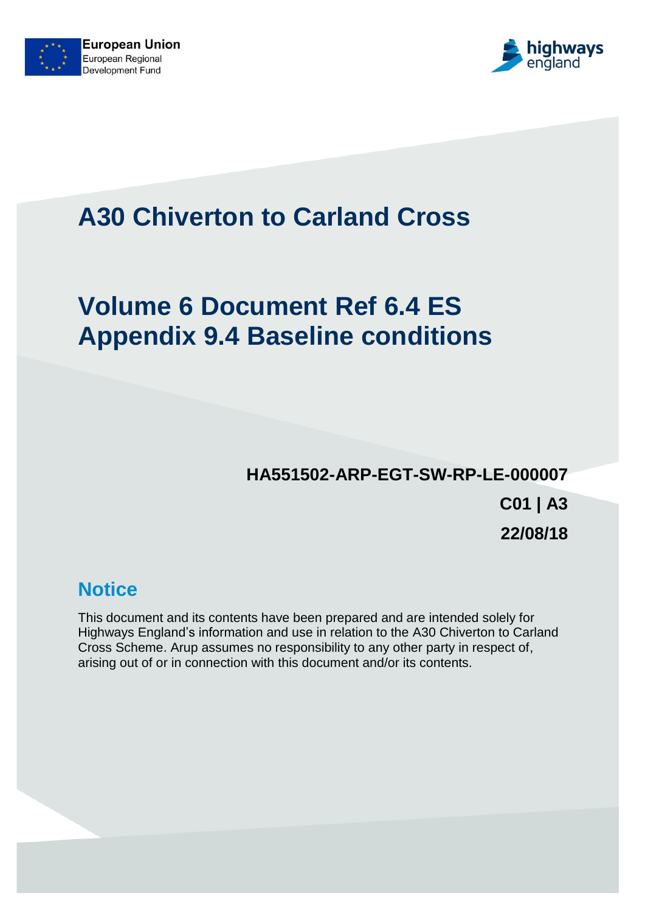European Union
European Regional
Development Fund

highways england

# A30 Chiverton to Carland Cross

# Volume 6 Document Ref 6.4 ES Appendix 9.4 Baseline conditions

**HA551502-ARP-EGT-SW-RP-LE-000007**

**C01 | A3**

**22/08/18**

## Notice

This document and its contents have been prepared and are intended solely for Highways England's information and use in relation to the A30 Chiverton to Carland Cross Scheme. Arup assumes no responsibility to any other party in respect of, arising out of or in connection with this document and/or its contents.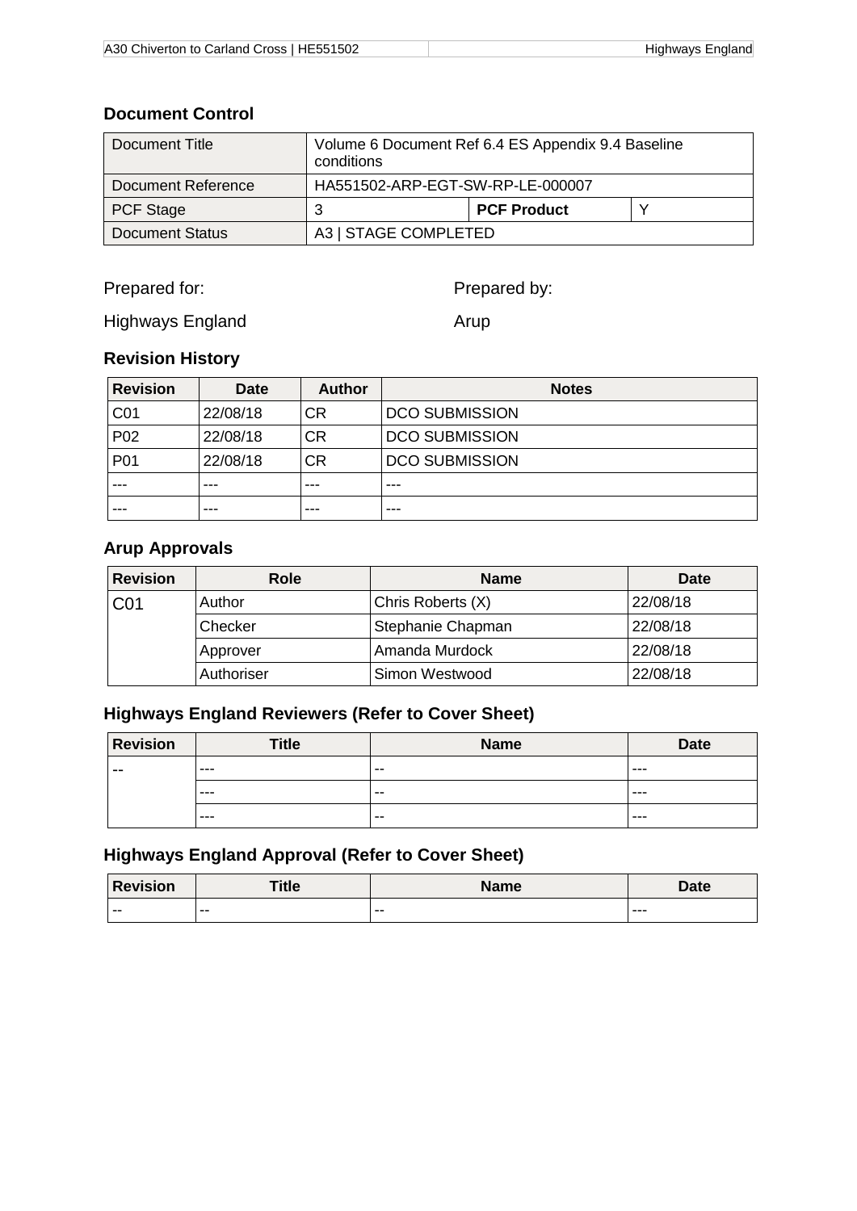## Document Control

| Document Title | Volume 6 Document Ref 6.4 ES Appendix 9.4 Baseline conditions | | |
|---|---|---|---|
| Document Reference | HA551502-ARP-EGT-SW-RP-LE-000007 | | |
| PCF Stage | 3 | **PCF Product** | Y |
| Document Status | A3 \| STAGE COMPLETED | | |

Prepared for:

Highways England

Prepared by:

Arup

## Revision History

| Revision | Date | Author | Notes |
|---|---|---|---|
| C01 | 22/08/18 | CR | DCO SUBMISSION |
| P02 | 22/08/18 | CR | DCO SUBMISSION |
| P01 | 22/08/18 | CR | DCO SUBMISSION |
| --- | --- | --- | --- |
| --- | --- | --- | --- |

## Arup Approvals

| Revision | Role | Name | Date |
|---|---|---|---|
| C01 | Author | Chris Roberts (X) | 22/08/18 |
| | Checker | Stephanie Chapman | 22/08/18 |
| | Approver | Amanda Murdock | 22/08/18 |
| | Authoriser | Simon Westwood | 22/08/18 |

## Highways England Reviewers (Refer to Cover Sheet)

| Revision | Title | Name | Date |
|---|---|---|---|
| -- | --- | -- | --- |
| | --- | -- | --- |
| | --- | -- | --- |

## Highways England Approval (Refer to Cover Sheet)

| Revision | Title | Name | Date |
|---|---|---|---|
| -- | -- | -- | --- |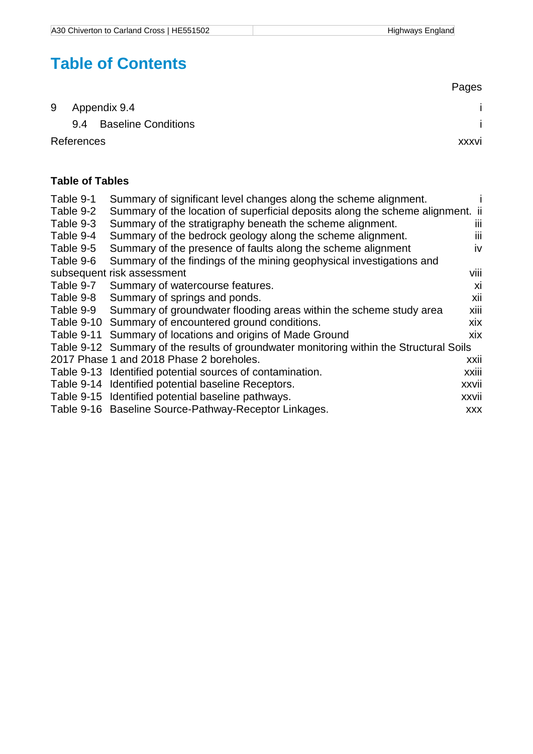# Table of Contents

Pages

9 Appendix 9.4 i

9.4 Baseline Conditions i

References xxxvi

**Table of Tables**

Table 9-1 Summary of significant level changes along the scheme alignment. i
Table 9-2 Summary of the location of superficial deposits along the scheme alignment. ii
Table 9-3 Summary of the stratigraphy beneath the scheme alignment. iii
Table 9-4 Summary of the bedrock geology along the scheme alignment. iii
Table 9-5 Summary of the presence of faults along the scheme alignment iv
Table 9-6 Summary of the findings of the mining geophysical investigations and subsequent risk assessment viii
Table 9-7 Summary of watercourse features. xi
Table 9-8 Summary of springs and ponds. xii
Table 9-9 Summary of groundwater flooding areas within the scheme study area xiii
Table 9-10 Summary of encountered ground conditions. xix
Table 9-11 Summary of locations and origins of Made Ground xix
Table 9-12 Summary of the results of groundwater monitoring within the Structural Soils 2017 Phase 1 and 2018 Phase 2 boreholes. xxii
Table 9-13 Identified potential sources of contamination. xxiii
Table 9-14 Identified potential baseline Receptors. xxvii
Table 9-15 Identified potential baseline pathways. xxvii
Table 9-16 Baseline Source-Pathway-Receptor Linkages. xxx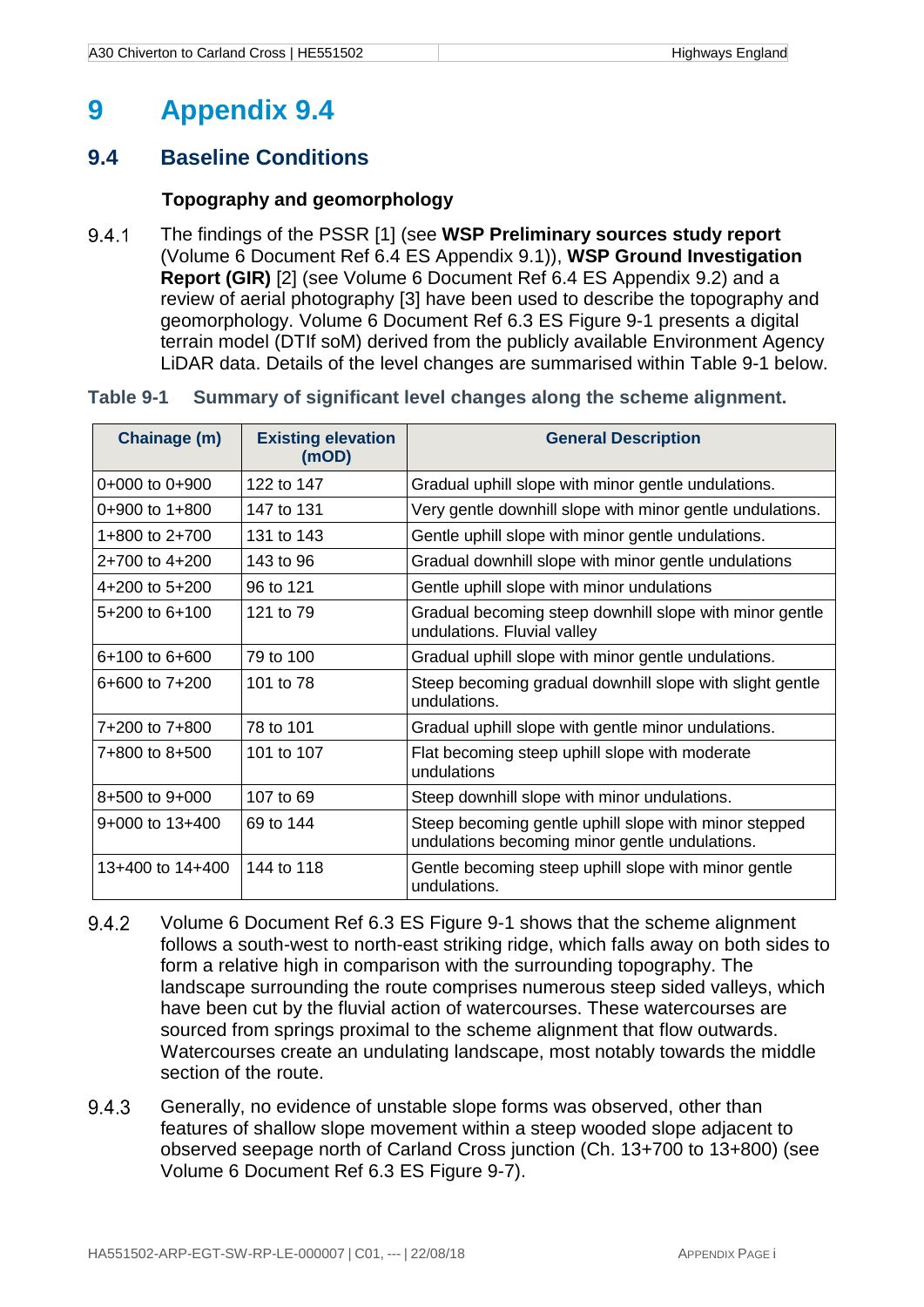# 9 Appendix 9.4

## 9.4 Baseline Conditions

### Topography and geomorphology

9.4.1 The findings of the PSSR [1] (see **WSP Preliminary sources study report** (Volume 6 Document Ref 6.4 ES Appendix 9.1)), **WSP Ground Investigation Report (GIR)** [2] (see Volume 6 Document Ref 6.4 ES Appendix 9.2) and a review of aerial photography [3] have been used to describe the topography and geomorphology. Volume 6 Document Ref 6.3 ES Figure 9-1 presents a digital terrain model (DTIf soM) derived from the publicly available Environment Agency LiDAR data. Details of the level changes are summarised within Table 9-1 below.

**Table 9-1 Summary of significant level changes along the scheme alignment.**

| Chainage (m) | Existing elevation (mOD) | General Description |
|---|---|---|
| 0+000 to 0+900 | 122 to 147 | Gradual uphill slope with minor gentle undulations. |
| 0+900 to 1+800 | 147 to 131 | Very gentle downhill slope with minor gentle undulations. |
| 1+800 to 2+700 | 131 to 143 | Gentle uphill slope with minor gentle undulations. |
| 2+700 to 4+200 | 143 to 96 | Gradual downhill slope with minor gentle undulations |
| 4+200 to 5+200 | 96 to 121 | Gentle uphill slope with minor undulations |
| 5+200 to 6+100 | 121 to 79 | Gradual becoming steep downhill slope with minor gentle undulations. Fluvial valley |
| 6+100 to 6+600 | 79 to 100 | Gradual uphill slope with minor gentle undulations. |
| 6+600 to 7+200 | 101 to 78 | Steep becoming gradual downhill slope with slight gentle undulations. |
| 7+200 to 7+800 | 78 to 101 | Gradual uphill slope with gentle minor undulations. |
| 7+800 to 8+500 | 101 to 107 | Flat becoming steep uphill slope with moderate undulations |
| 8+500 to 9+000 | 107 to 69 | Steep downhill slope with minor undulations. |
| 9+000 to 13+400 | 69 to 144 | Steep becoming gentle uphill slope with minor stepped undulations becoming minor gentle undulations. |
| 13+400 to 14+400 | 144 to 118 | Gentle becoming steep uphill slope with minor gentle undulations. |

9.4.2 Volume 6 Document Ref 6.3 ES Figure 9-1 shows that the scheme alignment follows a south-west to north-east striking ridge, which falls away on both sides to form a relative high in comparison with the surrounding topography. The landscape surrounding the route comprises numerous steep sided valleys, which have been cut by the fluvial action of watercourses. These watercourses are sourced from springs proximal to the scheme alignment that flow outwards. Watercourses create an undulating landscape, most notably towards the middle section of the route.

9.4.3 Generally, no evidence of unstable slope forms was observed, other than features of shallow slope movement within a steep wooded slope adjacent to observed seepage north of Carland Cross junction (Ch. 13+700 to 13+800) (see Volume 6 Document Ref 6.3 ES Figure 9-7).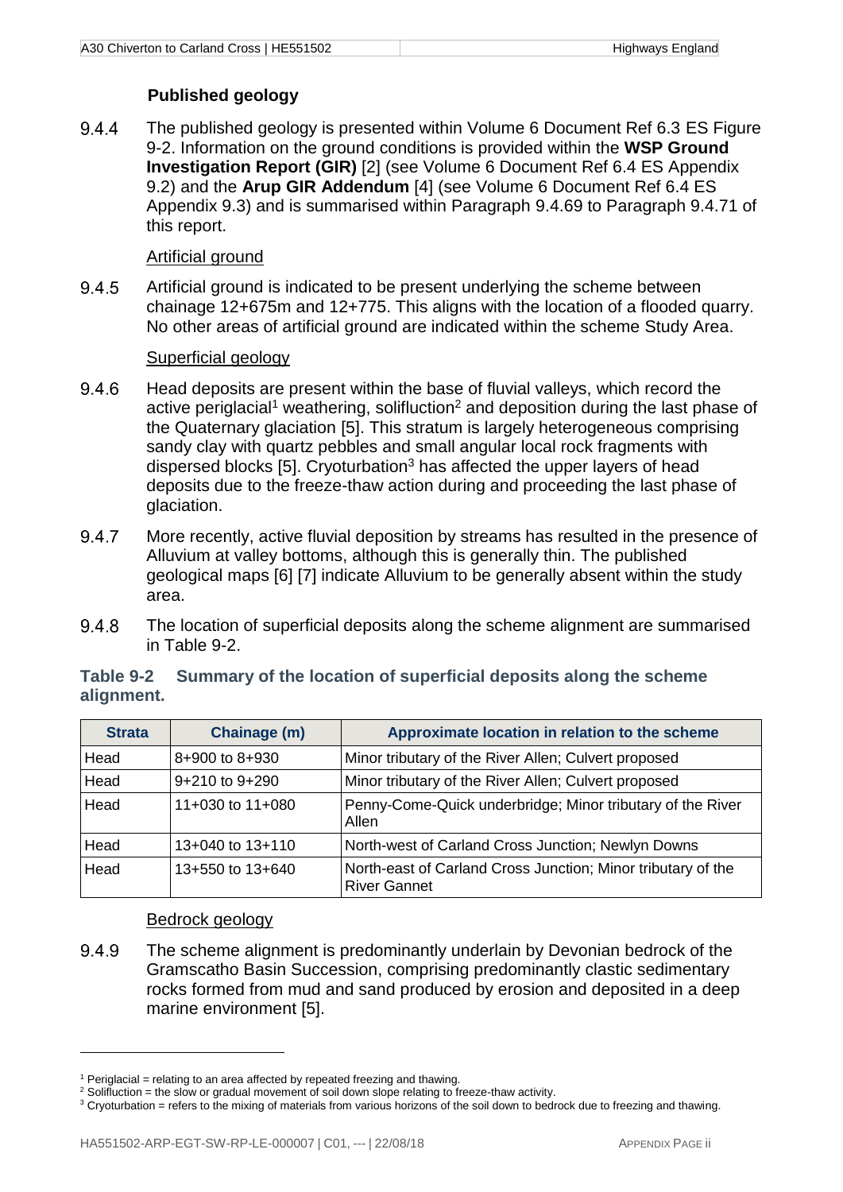### Published geology

9.4.4 The published geology is presented within Volume 6 Document Ref 6.3 ES Figure 9-2. Information on the ground conditions is provided within the **WSP Ground Investigation Report (GIR)** [2] (see Volume 6 Document Ref 6.4 ES Appendix 9.2) and the **Arup GIR Addendum** [4] (see Volume 6 Document Ref 6.4 ES Appendix 9.3) and is summarised within Paragraph 9.4.69 to Paragraph 9.4.71 of this report.

Artificial ground

9.4.5 Artificial ground is indicated to be present underlying the scheme between chainage 12+675m and 12+775. This aligns with the location of a flooded quarry. No other areas of artificial ground are indicated within the scheme Study Area.

Superficial geology

9.4.6 Head deposits are present within the base of fluvial valleys, which record the active periglacial[1] weathering, solifluction[2] and deposition during the last phase of the Quaternary glaciation [5]. This stratum is largely heterogeneous comprising sandy clay with quartz pebbles and small angular local rock fragments with dispersed blocks [5]. Cryoturbation[3] has affected the upper layers of head deposits due to the freeze-thaw action during and proceeding the last phase of glaciation.

9.4.7 More recently, active fluvial deposition by streams has resulted in the presence of Alluvium at valley bottoms, although this is generally thin. The published geological maps [6] [7] indicate Alluvium to be generally absent within the study area.

9.4.8 The location of superficial deposits along the scheme alignment are summarised in Table 9-2.

**Table 9-2 Summary of the location of superficial deposits along the scheme alignment.**

| Strata | Chainage (m) | Approximate location in relation to the scheme |
|---|---|---|
| Head | 8+900 to 8+930 | Minor tributary of the River Allen; Culvert proposed |
| Head | 9+210 to 9+290 | Minor tributary of the River Allen; Culvert proposed |
| Head | 11+030 to 11+080 | Penny-Come-Quick underbridge; Minor tributary of the River Allen |
| Head | 13+040 to 13+110 | North-west of Carland Cross Junction; Newlyn Downs |
| Head | 13+550 to 13+640 | North-east of Carland Cross Junction; Minor tributary of the River Gannet |

Bedrock geology

9.4.9 The scheme alignment is predominantly underlain by Devonian bedrock of the Gramscatho Basin Succession, comprising predominantly clastic sedimentary rocks formed from mud and sand produced by erosion and deposited in a deep marine environment [5].

[1] Periglacial = relating to an area affected by repeated freezing and thawing.
[2] Solifluction = the slow or gradual movement of soil down slope relating to freeze-thaw activity.
[3] Cryoturbation = refers to the mixing of materials from various horizons of the soil down to bedrock due to freezing and thawing.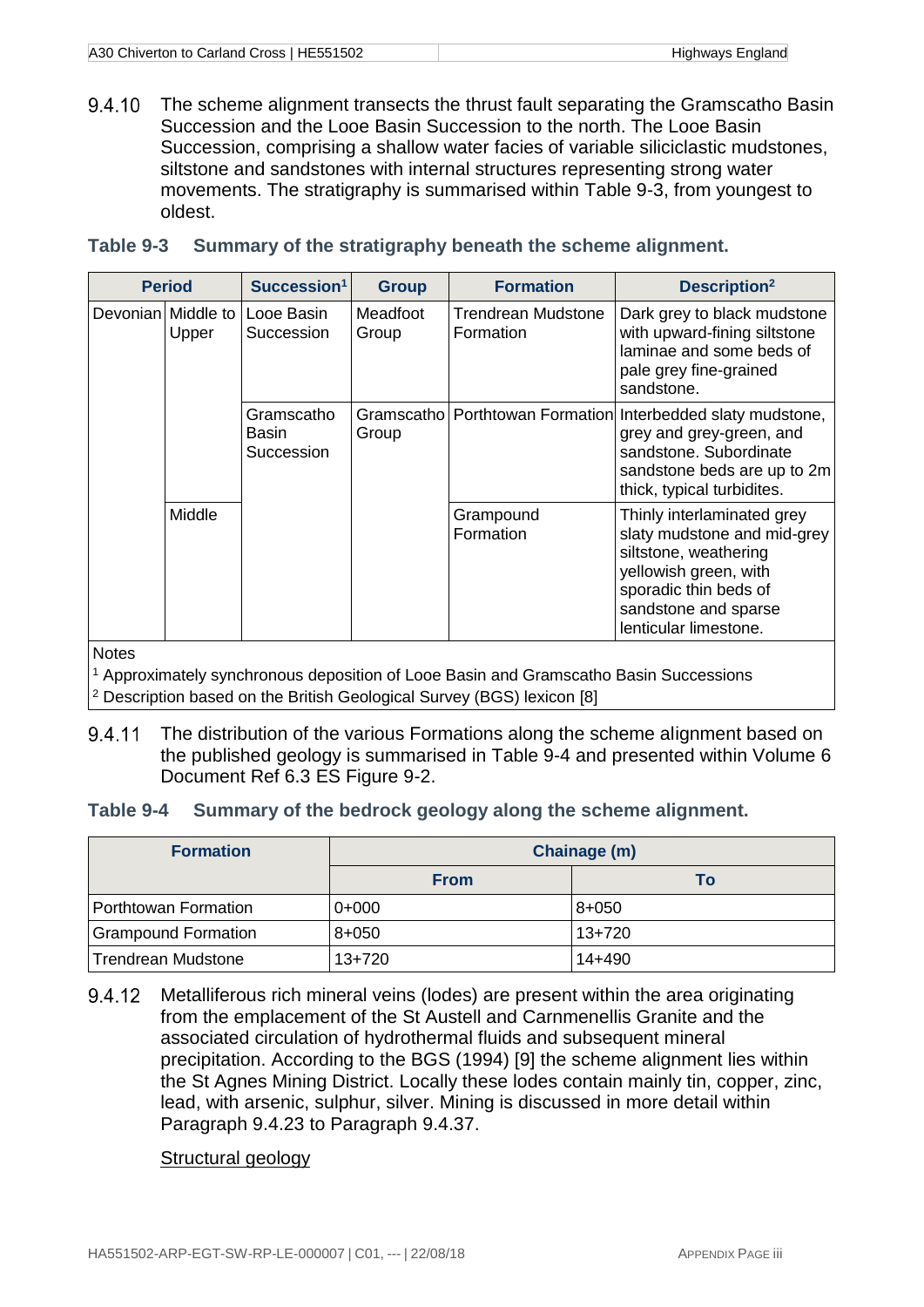9.4.10 The scheme alignment transects the thrust fault separating the Gramscatho Basin Succession and the Looe Basin Succession to the north. The Looe Basin Succession, comprising a shallow water facies of variable siliciclastic mudstones, siltstone and sandstones with internal structures representing strong water movements. The stratigraphy is summarised within Table 9-3, from youngest to oldest.

**Table 9-3 Summary of the stratigraphy beneath the scheme alignment.**

| Period | | Succession[1] | Group | Formation | Description[2] |
|---|---|---|---|---|---|
| Devonian | Middle to Upper | Looe Basin Succession | Meadfoot Group | Trendrean Mudstone Formation | Dark grey to black mudstone with upward-fining siltstone laminae and some beds of pale grey fine-grained sandstone. |
| | | Gramscatho Basin Succession | Gramscatho Group | Porthtowan Formation | Interbedded slaty mudstone, grey and grey-green, and sandstone. Subordinate sandstone beds are up to 2m thick, typical turbidites. |
| | Middle | | | Grampound Formation | Thinly interlaminated grey slaty mudstone and mid-grey siltstone, weathering yellowish green, with sporadic thin beds of sandstone and sparse lenticular limestone. |

Notes

[1] Approximately synchronous deposition of Looe Basin and Gramscatho Basin Successions

[2] Description based on the British Geological Survey (BGS) lexicon [8]

9.4.11 The distribution of the various Formations along the scheme alignment based on the published geology is summarised in Table 9-4 and presented within Volume 6 Document Ref 6.3 ES Figure 9-2.

**Table 9-4 Summary of the bedrock geology along the scheme alignment.**

| Formation | Chainage (m) | |
|---|---|---|
| | From | To |
| Porthtowan Formation | 0+000 | 8+050 |
| Grampound Formation | 8+050 | 13+720 |
| Trendrean Mudstone | 13+720 | 14+490 |

9.4.12 Metalliferous rich mineral veins (lodes) are present within the area originating from the emplacement of the St Austell and Carnmenellis Granite and the associated circulation of hydrothermal fluids and subsequent mineral precipitation. According to the BGS (1994) [9] the scheme alignment lies within the St Agnes Mining District. Locally these lodes contain mainly tin, copper, zinc, lead, with arsenic, sulphur, silver. Mining is discussed in more detail within Paragraph 9.4.23 to Paragraph 9.4.37.

Structural geology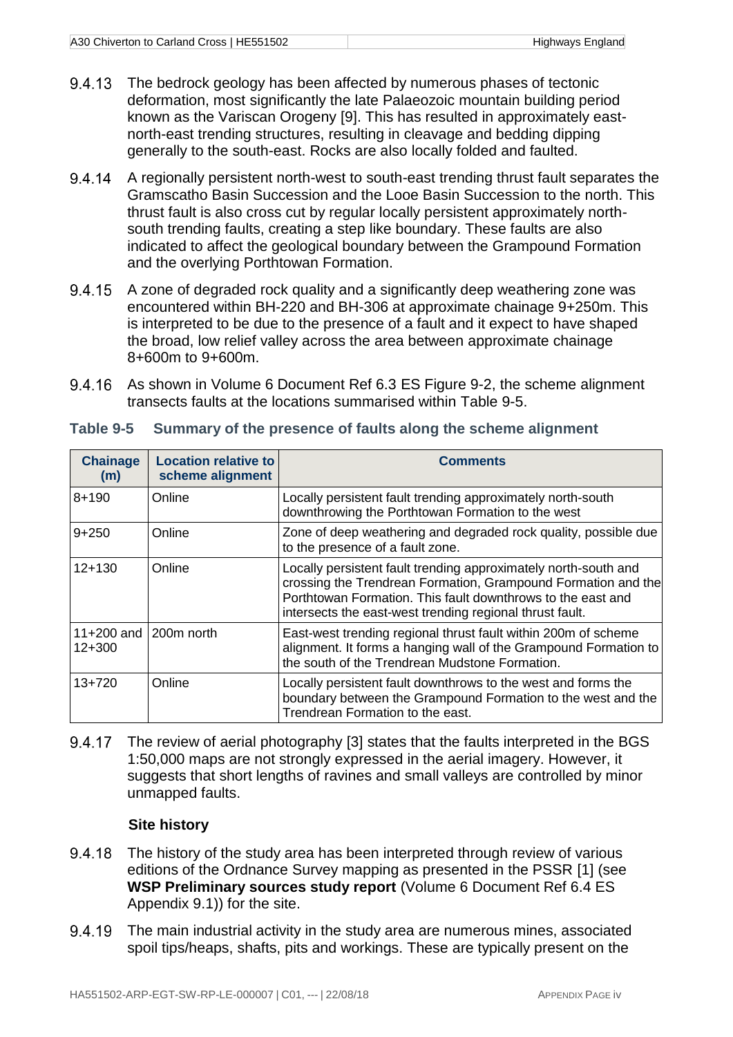9.4.13 The bedrock geology has been affected by numerous phases of tectonic deformation, most significantly the late Palaeozoic mountain building period known as the Variscan Orogeny [9]. This has resulted in approximately east-north-east trending structures, resulting in cleavage and bedding dipping generally to the south-east. Rocks are also locally folded and faulted.

9.4.14 A regionally persistent north-west to south-east trending thrust fault separates the Gramscatho Basin Succession and the Looe Basin Succession to the north. This thrust fault is also cross cut by regular locally persistent approximately north-south trending faults, creating a step like boundary. These faults are also indicated to affect the geological boundary between the Grampound Formation and the overlying Porthtowan Formation.

9.4.15 A zone of degraded rock quality and a significantly deep weathering zone was encountered within BH-220 and BH-306 at approximate chainage 9+250m. This is interpreted to be due to the presence of a fault and it expect to have shaped the broad, low relief valley across the area between approximate chainage 8+600m to 9+600m.

9.4.16 As shown in Volume 6 Document Ref 6.3 ES Figure 9-2, the scheme alignment transects faults at the locations summarised within Table 9-5.

**Table 9-5 Summary of the presence of faults along the scheme alignment**

| Chainage (m) | Location relative to scheme alignment | Comments |
|---|---|---|
| 8+190 | Online | Locally persistent fault trending approximately north-south downthrowing the Porthtowan Formation to the west |
| 9+250 | Online | Zone of deep weathering and degraded rock quality, possible due to the presence of a fault zone. |
| 12+130 | Online | Locally persistent fault trending approximately north-south and crossing the Trendrean Formation, Grampound Formation and the Porthtowan Formation. This fault downthrows to the east and intersects the east-west trending regional thrust fault. |
| 11+200 and 12+300 | 200m north | East-west trending regional thrust fault within 200m of scheme alignment. It forms a hanging wall of the Grampound Formation to the south of the Trendrean Mudstone Formation. |
| 13+720 | Online | Locally persistent fault downthrows to the west and forms the boundary between the Grampound Formation to the west and the Trendrean Formation to the east. |

9.4.17 The review of aerial photography [3] states that the faults interpreted in the BGS 1:50,000 maps are not strongly expressed in the aerial imagery. However, it suggests that short lengths of ravines and small valleys are controlled by minor unmapped faults.

### Site history

9.4.18 The history of the study area has been interpreted through review of various editions of the Ordnance Survey mapping as presented in the PSSR [1] (see **WSP Preliminary sources study report** (Volume 6 Document Ref 6.4 ES Appendix 9.1)) for the site.

9.4.19 The main industrial activity in the study area are numerous mines, associated spoil tips/heaps, shafts, pits and workings. These are typically present on the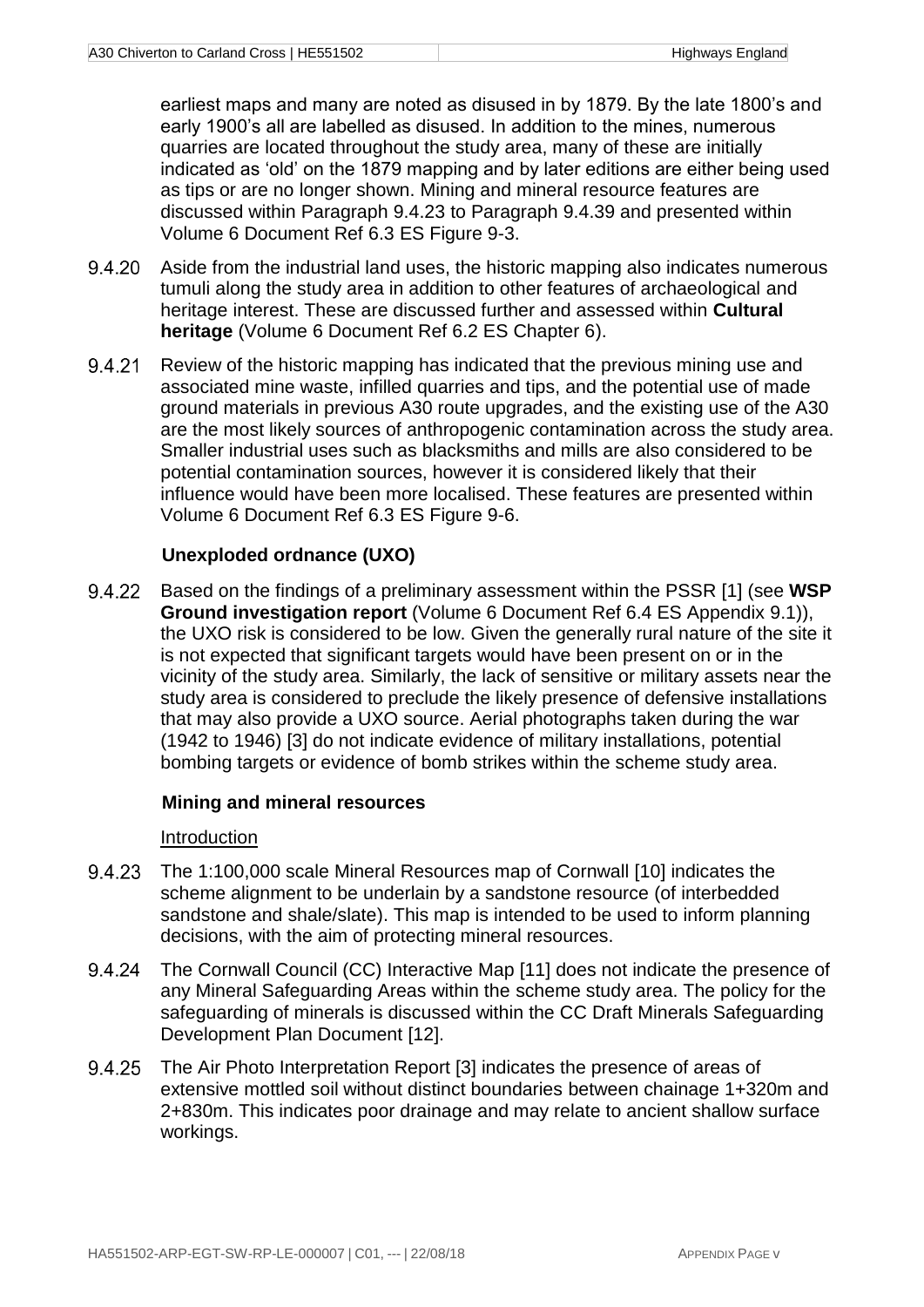earliest maps and many are noted as disused in by 1879. By the late 1800's and early 1900's all are labelled as disused. In addition to the mines, numerous quarries are located throughout the study area, many of these are initially indicated as 'old' on the 1879 mapping and by later editions are either being used as tips or are no longer shown. Mining and mineral resource features are discussed within Paragraph 9.4.23 to Paragraph 9.4.39 and presented within Volume 6 Document Ref 6.3 ES Figure 9-3.

9.4.20 Aside from the industrial land uses, the historic mapping also indicates numerous tumuli along the study area in addition to other features of archaeological and heritage interest. These are discussed further and assessed within **Cultural heritage** (Volume 6 Document Ref 6.2 ES Chapter 6).

9.4.21 Review of the historic mapping has indicated that the previous mining use and associated mine waste, infilled quarries and tips, and the potential use of made ground materials in previous A30 route upgrades, and the existing use of the A30 are the most likely sources of anthropogenic contamination across the study area. Smaller industrial uses such as blacksmiths and mills are also considered to be potential contamination sources, however it is considered likely that their influence would have been more localised. These features are presented within Volume 6 Document Ref 6.3 ES Figure 9-6.

### Unexploded ordnance (UXO)

9.4.22 Based on the findings of a preliminary assessment within the PSSR [1] (see **WSP Ground investigation report** (Volume 6 Document Ref 6.4 ES Appendix 9.1)), the UXO risk is considered to be low. Given the generally rural nature of the site it is not expected that significant targets would have been present on or in the vicinity of the study area. Similarly, the lack of sensitive or military assets near the study area is considered to preclude the likely presence of defensive installations that may also provide a UXO source. Aerial photographs taken during the war (1942 to 1946) [3] do not indicate evidence of military installations, potential bombing targets or evidence of bomb strikes within the scheme study area.

### Mining and mineral resources

#### Introduction

9.4.23 The 1:100,000 scale Mineral Resources map of Cornwall [10] indicates the scheme alignment to be underlain by a sandstone resource (of interbedded sandstone and shale/slate). This map is intended to be used to inform planning decisions, with the aim of protecting mineral resources.

9.4.24 The Cornwall Council (CC) Interactive Map [11] does not indicate the presence of any Mineral Safeguarding Areas within the scheme study area. The policy for the safeguarding of minerals is discussed within the CC Draft Minerals Safeguarding Development Plan Document [12].

9.4.25 The Air Photo Interpretation Report [3] indicates the presence of areas of extensive mottled soil without distinct boundaries between chainage 1+320m and 2+830m. This indicates poor drainage and may relate to ancient shallow surface workings.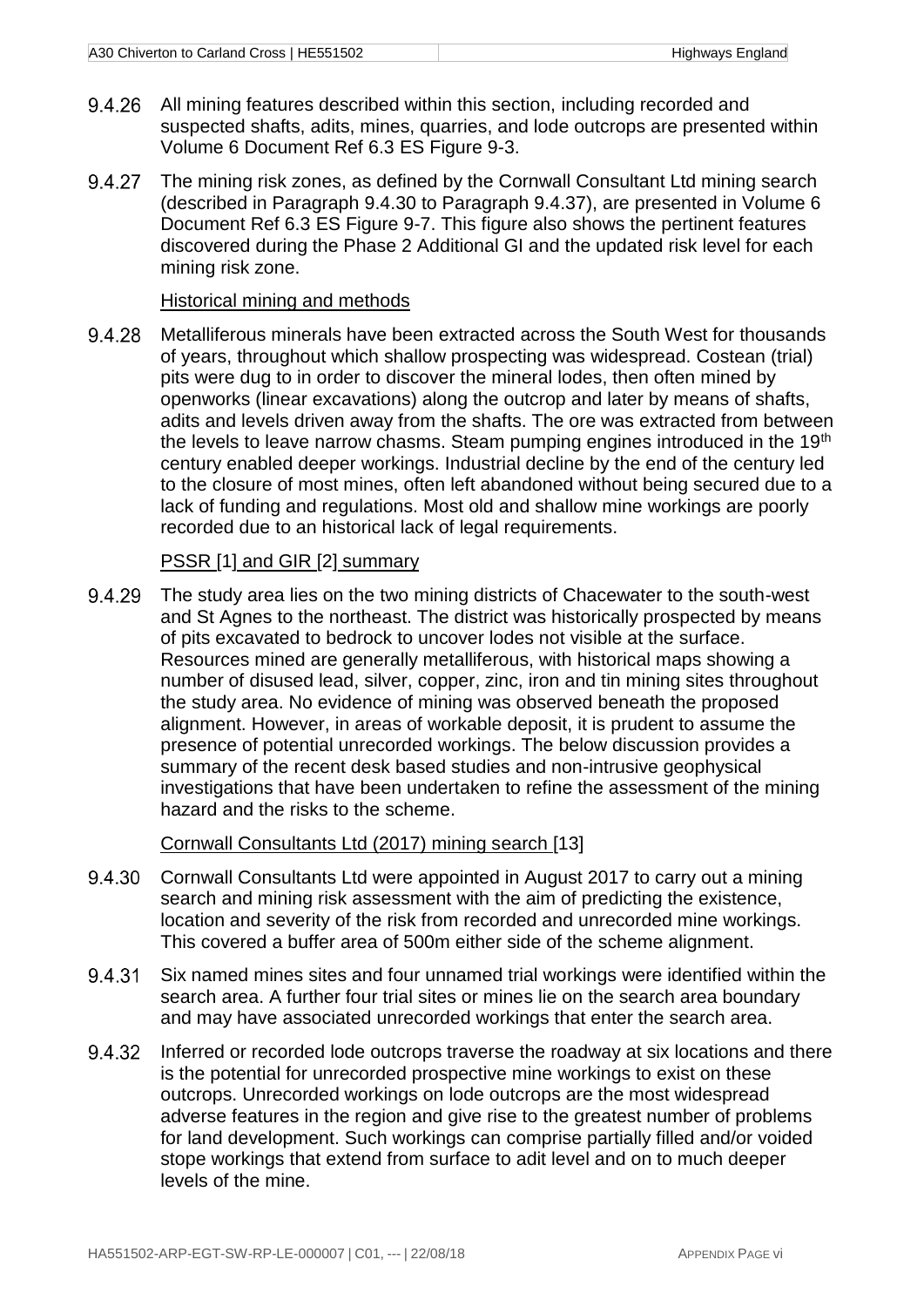9.4.26 All mining features described within this section, including recorded and suspected shafts, adits, mines, quarries, and lode outcrops are presented within Volume 6 Document Ref 6.3 ES Figure 9-3.

9.4.27 The mining risk zones, as defined by the Cornwall Consultant Ltd mining search (described in Paragraph 9.4.30 to Paragraph 9.4.37), are presented in Volume 6 Document Ref 6.3 ES Figure 9-7. This figure also shows the pertinent features discovered during the Phase 2 Additional GI and the updated risk level for each mining risk zone.

Historical mining and methods

9.4.28 Metalliferous minerals have been extracted across the South West for thousands of years, throughout which shallow prospecting was widespread. Costean (trial) pits were dug to in order to discover the mineral lodes, then often mined by openworks (linear excavations) along the outcrop and later by means of shafts, adits and levels driven away from the shafts. The ore was extracted from between the levels to leave narrow chasms. Steam pumping engines introduced in the 19th century enabled deeper workings. Industrial decline by the end of the century led to the closure of most mines, often left abandoned without being secured due to a lack of funding and regulations. Most old and shallow mine workings are poorly recorded due to an historical lack of legal requirements.

PSSR [1] and GIR [2] summary

9.4.29 The study area lies on the two mining districts of Chacewater to the south-west and St Agnes to the northeast. The district was historically prospected by means of pits excavated to bedrock to uncover lodes not visible at the surface. Resources mined are generally metalliferous, with historical maps showing a number of disused lead, silver, copper, zinc, iron and tin mining sites throughout the study area. No evidence of mining was observed beneath the proposed alignment. However, in areas of workable deposit, it is prudent to assume the presence of potential unrecorded workings. The below discussion provides a summary of the recent desk based studies and non-intrusive geophysical investigations that have been undertaken to refine the assessment of the mining hazard and the risks to the scheme.

Cornwall Consultants Ltd (2017) mining search [13]

9.4.30 Cornwall Consultants Ltd were appointed in August 2017 to carry out a mining search and mining risk assessment with the aim of predicting the existence, location and severity of the risk from recorded and unrecorded mine workings. This covered a buffer area of 500m either side of the scheme alignment.

9.4.31 Six named mines sites and four unnamed trial workings were identified within the search area. A further four trial sites or mines lie on the search area boundary and may have associated unrecorded workings that enter the search area.

9.4.32 Inferred or recorded lode outcrops traverse the roadway at six locations and there is the potential for unrecorded prospective mine workings to exist on these outcrops. Unrecorded workings on lode outcrops are the most widespread adverse features in the region and give rise to the greatest number of problems for land development. Such workings can comprise partially filled and/or voided stope workings that extend from surface to adit level and on to much deeper levels of the mine.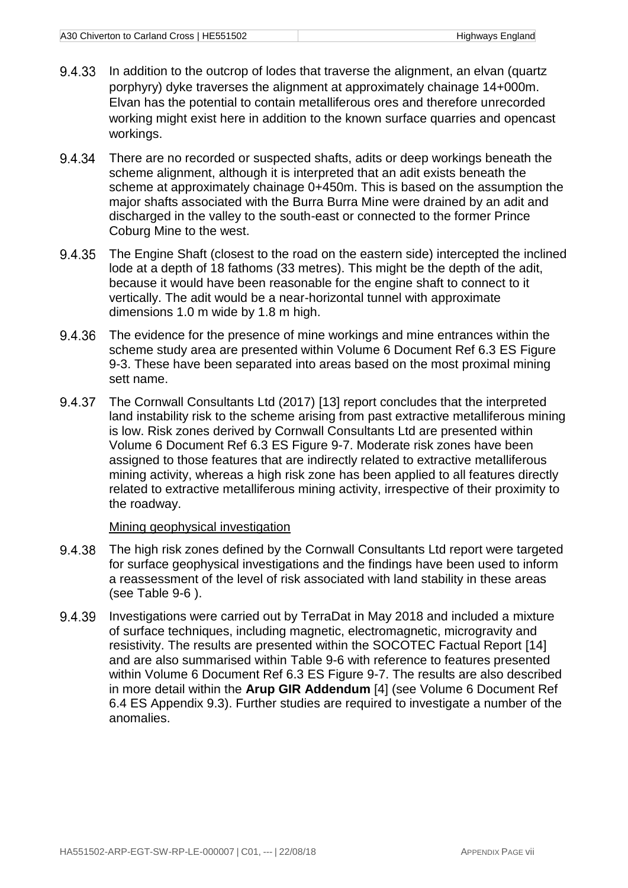9.4.33 In addition to the outcrop of lodes that traverse the alignment, an elvan (quartz porphyry) dyke traverses the alignment at approximately chainage 14+000m. Elvan has the potential to contain metalliferous ores and therefore unrecorded working might exist here in addition to the known surface quarries and opencast workings.

9.4.34 There are no recorded or suspected shafts, adits or deep workings beneath the scheme alignment, although it is interpreted that an adit exists beneath the scheme at approximately chainage 0+450m. This is based on the assumption the major shafts associated with the Burra Burra Mine were drained by an adit and discharged in the valley to the south-east or connected to the former Prince Coburg Mine to the west.

9.4.35 The Engine Shaft (closest to the road on the eastern side) intercepted the inclined lode at a depth of 18 fathoms (33 metres). This might be the depth of the adit, because it would have been reasonable for the engine shaft to connect to it vertically. The adit would be a near-horizontal tunnel with approximate dimensions 1.0 m wide by 1.8 m high.

9.4.36 The evidence for the presence of mine workings and mine entrances within the scheme study area are presented within Volume 6 Document Ref 6.3 ES Figure 9-3. These have been separated into areas based on the most proximal mining sett name.

9.4.37 The Cornwall Consultants Ltd (2017) [13] report concludes that the interpreted land instability risk to the scheme arising from past extractive metalliferous mining is low. Risk zones derived by Cornwall Consultants Ltd are presented within Volume 6 Document Ref 6.3 ES Figure 9-7. Moderate risk zones have been assigned to those features that are indirectly related to extractive metalliferous mining activity, whereas a high risk zone has been applied to all features directly related to extractive metalliferous mining activity, irrespective of their proximity to the roadway.

Mining geophysical investigation

9.4.38 The high risk zones defined by the Cornwall Consultants Ltd report were targeted for surface geophysical investigations and the findings have been used to inform a reassessment of the level of risk associated with land stability in these areas (see Table 9-6 ).

9.4.39 Investigations were carried out by TerraDat in May 2018 and included a mixture of surface techniques, including magnetic, electromagnetic, microgravity and resistivity. The results are presented within the SOCOTEC Factual Report [14] and are also summarised within Table 9-6 with reference to features presented within Volume 6 Document Ref 6.3 ES Figure 9-7. The results are also described in more detail within the **Arup GIR Addendum** [4] (see Volume 6 Document Ref 6.4 ES Appendix 9.3). Further studies are required to investigate a number of the anomalies.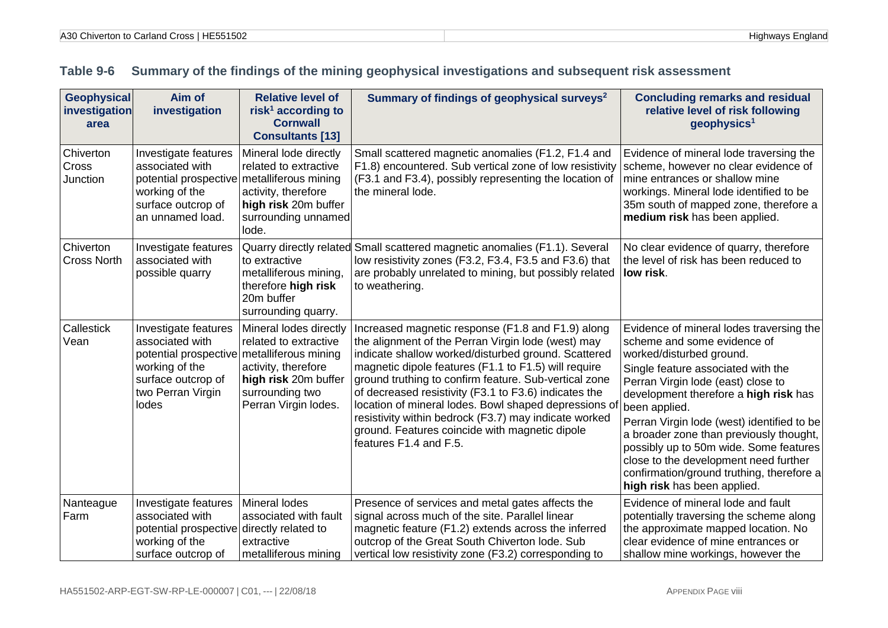### Table 9-6 Summary of the findings of the mining geophysical investigations and subsequent risk assessment

| Geophysical investigation area | Aim of investigation | Relative level of risk[1] according to Cornwall Consultants [13] | Summary of findings of geophysical surveys[2] | Concluding remarks and residual relative level of risk following geophysics[1] |
|---|---|---|---|---|
| Chiverton Cross Junction | Investigate features associated with potential prospective working of the surface outcrop of an unnamed load. | Mineral lode directly related to extractive metalliferous mining activity, therefore **high risk** 20m buffer surrounding unnamed lode. | Small scattered magnetic anomalies (F1.2, F1.4 and F1.8) encountered. Sub vertical zone of low resistivity (F3.1 and F3.4), possibly representing the location of the mineral lode. | Evidence of mineral lode traversing the scheme, however no clear evidence of mine entrances or shallow mine workings. Mineral lode identified to be 35m south of mapped zone, therefore a **medium risk** has been applied. |
| Chiverton Cross North | Investigate features associated with possible quarry | Quarry directly related to extractive metalliferous mining, therefore **high risk** 20m buffer surrounding quarry. | Small scattered magnetic anomalies (F1.1). Several low resistivity zones (F3.2, F3.4, F3.5 and F3.6) that are probably unrelated to mining, but possibly related to weathering. | No clear evidence of quarry, therefore the level of risk has been reduced to **low risk**. |
| Callestick Vean | Investigate features associated with potential prospective working of the surface outcrop of two Perran Virgin lodes | Mineral lodes directly related to extractive metalliferous mining activity, therefore **high risk** 20m buffer surrounding two Perran Virgin lodes. | Increased magnetic response (F1.8 and F1.9) along the alignment of the Perran Virgin lode (west) may indicate shallow worked/disturbed ground. Scattered magnetic dipole features (F1.1 to F1.5) will require ground truthing to confirm feature. Sub-vertical zone of decreased resistivity (F3.1 to F3.6) indicates the location of mineral lodes. Bowl shaped depressions of resistivity within bedrock (F3.7) may indicate worked ground. Features coincide with magnetic dipole features F1.4 and F.5. | Evidence of mineral lodes traversing the scheme and some evidence of worked/disturbed ground.<br>Single feature associated with the Perran Virgin lode (east) close to development therefore a **high risk** has been applied.<br>Perran Virgin lode (west) identified to be a broader zone than previously thought, possibly up to 50m wide. Some features close to the development need further confirmation/ground truthing, therefore a **high risk** has been applied. |
| Nanteague Farm | Investigate features associated with potential prospective working of the surface outcrop of | Mineral lodes associated with fault directly related to extractive metalliferous mining | Presence of services and metal gates affects the signal across much of the site. Parallel linear magnetic feature (F1.2) extends across the inferred outcrop of the Great South Chiverton lode. Sub vertical low resistivity zone (F3.2) corresponding to | Evidence of mineral lode and fault potentially traversing the scheme along the approximate mapped location. No clear evidence of mine entrances or shallow mine workings, however the |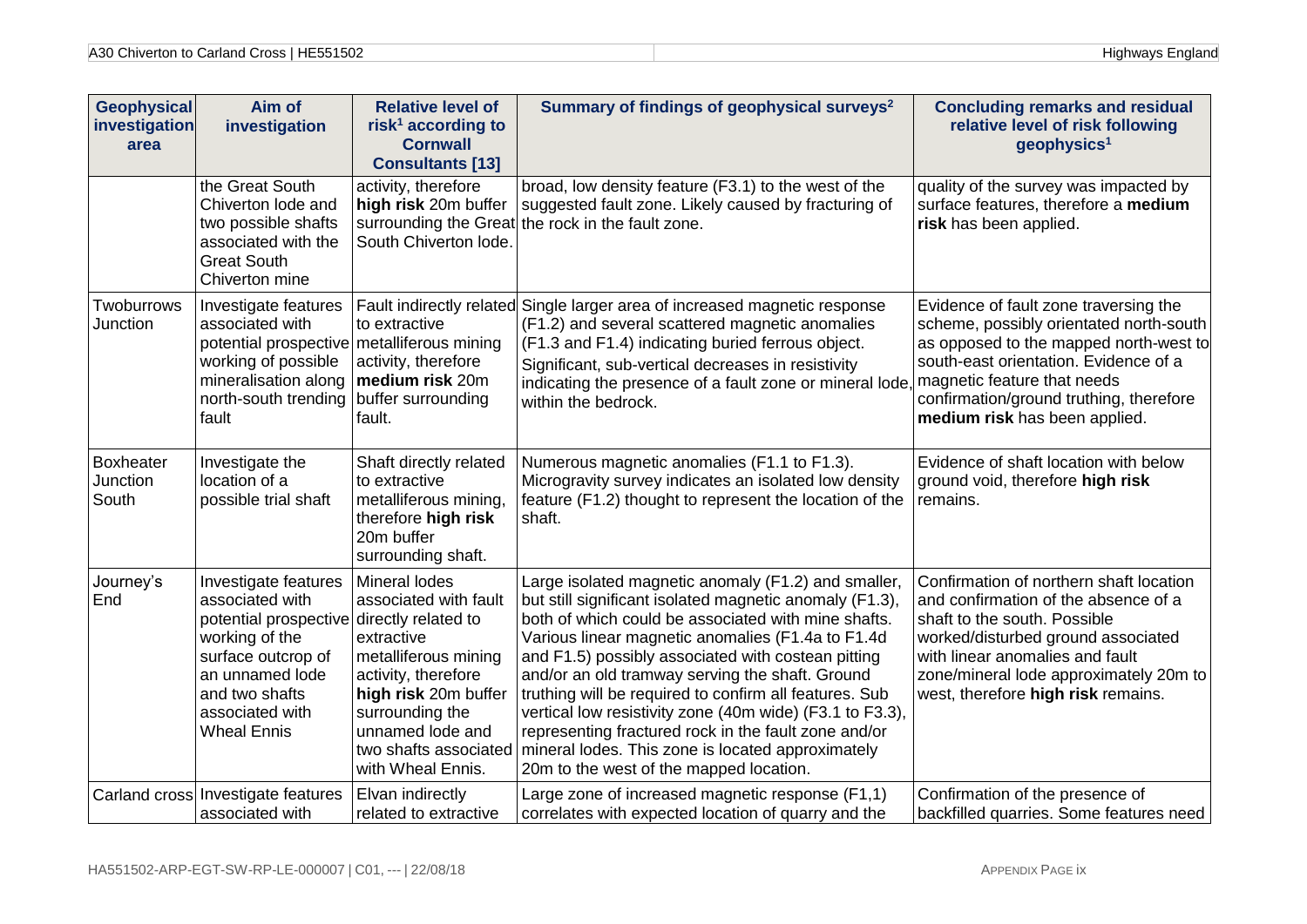| Geophysical investigation area | Aim of investigation | Relative level of risk[1] according to Cornwall Consultants [13] | Summary of findings of geophysical surveys[2] | Concluding remarks and residual relative level of risk following geophysics[1] |
|---|---|---|---|---|
| | the Great South Chiverton lode and two possible shafts associated with the Great South Chiverton mine | activity, therefore **high risk** 20m buffer surrounding the Great South Chiverton lode. | broad, low density feature (F3.1) to the west of the suggested fault zone. Likely caused by fracturing of the rock in the fault zone. | quality of the survey was impacted by surface features, therefore a **medium risk** has been applied. |
| Twoburrows Junction | Investigate features associated with potential prospective working of possible mineralisation along north-south trending fault | Fault indirectly related to extractive metalliferous mining activity, therefore **medium risk** 20m buffer surrounding fault. | Single larger area of increased magnetic response (F1.2) and several scattered magnetic anomalies (F1.3 and F1.4) indicating buried ferrous object. Significant, sub-vertical decreases in resistivity indicating the presence of a fault zone or mineral lode, within the bedrock. | Evidence of fault zone traversing the scheme, possibly orientated north-south as opposed to the mapped north-west to south-east orientation. Evidence of a magnetic feature that needs confirmation/ground truthing, therefore **medium risk** has been applied. |
| Boxheater Junction South | Investigate the location of a possible trial shaft | Shaft directly related to extractive metalliferous mining, therefore **high risk** 20m buffer surrounding shaft. | Numerous magnetic anomalies (F1.1 to F1.3). Microgravity survey indicates an isolated low density feature (F1.2) thought to represent the location of the shaft. | Evidence of shaft location with below ground void, therefore **high risk** remains. |
| Journey's End | Investigate features associated with potential prospective working of the surface outcrop of an unnamed lode and two shafts associated with Wheal Ennis | Mineral lodes associated with fault directly related to extractive metalliferous mining activity, therefore **high risk** 20m buffer surrounding the unnamed lode and two shafts associated with Wheal Ennis. | Large isolated magnetic anomaly (F1.2) and smaller, but still significant isolated magnetic anomaly (F1.3), both of which could be associated with mine shafts. Various linear magnetic anomalies (F1.4a to F1.4d and F1.5) possibly associated with costean pitting and/or an old tramway serving the shaft. Ground truthing will be required to confirm all features. Sub vertical low resistivity zone (40m wide) (F3.1 to F3.3), representing fractured rock in the fault zone and/or mineral lodes. This zone is located approximately 20m to the west of the mapped location. | Confirmation of northern shaft location and confirmation of the absence of a shaft to the south. Possible worked/disturbed ground associated with linear anomalies and fault zone/mineral lode approximately 20m to west, therefore **high risk** remains. |
| Carland cross | Investigate features associated with | Elvan indirectly related to extractive | Large zone of increased magnetic response (F1,1) correlates with expected location of quarry and the | Confirmation of the presence of backfilled quarries. Some features need |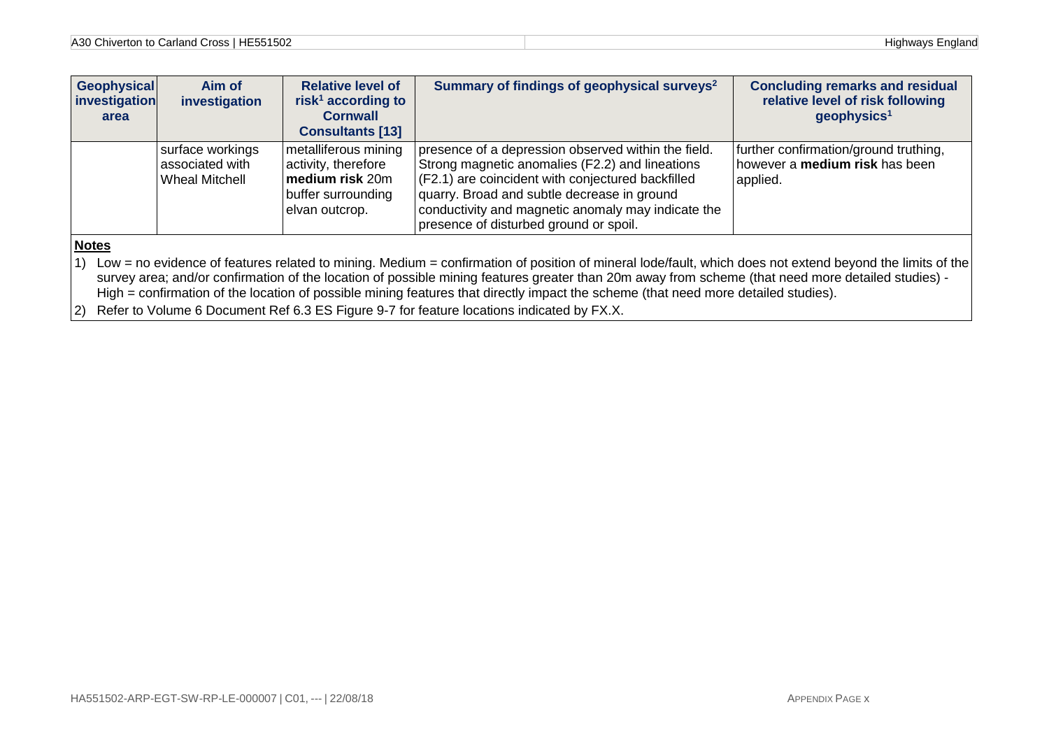| Geophysical investigation area | Aim of investigation | Relative level of risk[1] according to Cornwall Consultants [13] | Summary of findings of geophysical surveys[2] | Concluding remarks and residual relative level of risk following geophysics[1] |
|---|---|---|---|---|
| | surface workings associated with Wheal Mitchell | metalliferous mining activity, therefore **medium risk** 20m buffer surrounding elvan outcrop. | presence of a depression observed within the field. Strong magnetic anomalies (F2.2) and lineations (F2.1) are coincident with conjectured backfilled quarry. Broad and subtle decrease in ground conductivity and magnetic anomaly may indicate the presence of disturbed ground or spoil. | further confirmation/ground truthing, however a **medium risk** has been applied. |

**Notes**

1) Low = no evidence of features related to mining. Medium = confirmation of position of mineral lode/fault, which does not extend beyond the limits of the survey area; and/or confirmation of the location of possible mining features greater than 20m away from scheme (that need more detailed studies) - High = confirmation of the location of possible mining features that directly impact the scheme (that need more detailed studies).
2) Refer to Volume 6 Document Ref 6.3 ES Figure 9-7 for feature locations indicated by FX.X.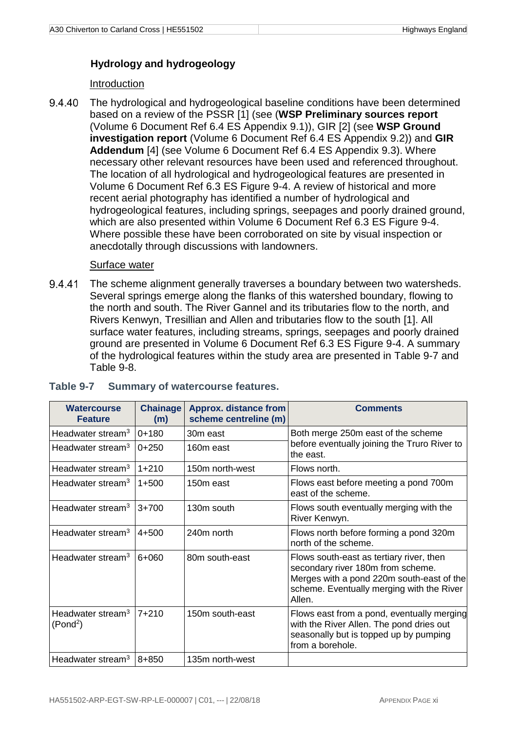### Hydrology and hydrogeology

Introduction

9.4.40 The hydrological and hydrogeological baseline conditions have been determined based on a review of the PSSR [1] (see (**WSP Preliminary sources report** (Volume 6 Document Ref 6.4 ES Appendix 9.1)), GIR [2] (see **WSP Ground investigation report** (Volume 6 Document Ref 6.4 ES Appendix 9.2)) and **GIR Addendum** [4] (see Volume 6 Document Ref 6.4 ES Appendix 9.3). Where necessary other relevant resources have been used and referenced throughout. The location of all hydrological and hydrogeological features are presented in Volume 6 Document Ref 6.3 ES Figure 9-4. A review of historical and more recent aerial photography has identified a number of hydrological and hydrogeological features, including springs, seepages and poorly drained ground, which are also presented within Volume 6 Document Ref 6.3 ES Figure 9-4. Where possible these have been corroborated on site by visual inspection or anecdotally through discussions with landowners.

Surface water

9.4.41 The scheme alignment generally traverses a boundary between two watersheds. Several springs emerge along the flanks of this watershed boundary, flowing to the north and south. The River Gannel and its tributaries flow to the north, and Rivers Kenwyn, Tresillian and Allen and tributaries flow to the south [1]. All surface water features, including streams, springs, seepages and poorly drained ground are presented in Volume 6 Document Ref 6.3 ES Figure 9-4. A summary of the hydrological features within the study area are presented in Table 9-7 and Table 9-8.

**Table 9-7 Summary of watercourse features.**

| Watercourse Feature | Chainage (m) | Approx. distance from scheme centreline (m) | Comments |
|---|---|---|---|
| Headwater stream[3] | 0+180 | 30m east | Both merge 250m east of the scheme before eventually joining the Truro River to the east. |
| Headwater stream[3] | 0+250 | 160m east | |
| Headwater stream[3] | 1+210 | 150m north-west | Flows north. |
| Headwater stream[3] | 1+500 | 150m east | Flows east before meeting a pond 700m east of the scheme. |
| Headwater stream[3] | 3+700 | 130m south | Flows south eventually merging with the River Kenwyn. |
| Headwater stream[3] | 4+500 | 240m north | Flows north before forming a pond 320m north of the scheme. |
| Headwater stream[3] | 6+060 | 80m south-east | Flows south-east as tertiary river, then secondary river 180m from scheme. Merges with a pond 220m south-east of the scheme. Eventually merging with the River Allen. |
| Headwater stream[3] (Pond[2]) | 7+210 | 150m south-east | Flows east from a pond, eventually merging with the River Allen. The pond dries out seasonally but is topped up by pumping from a borehole. |
| Headwater stream[3] | 8+850 | 135m north-west | |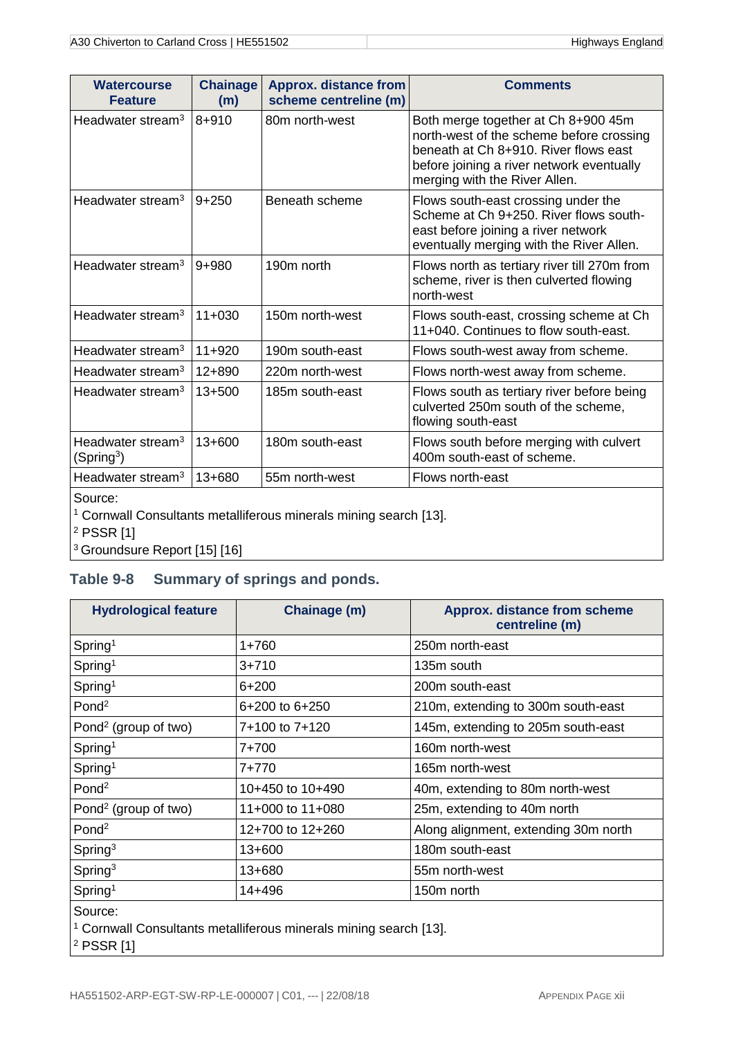| Watercourse Feature | Chainage (m) | Approx. distance from scheme centreline (m) | Comments |
|---|---|---|---|
| Headwater stream[3] | 8+910 | 80m north-west | Both merge together at Ch 8+900 45m north-west of the scheme before crossing beneath at Ch 8+910. River flows east before joining a river network eventually merging with the River Allen. |
| Headwater stream[3] | 9+250 | Beneath scheme | Flows south-east crossing under the Scheme at Ch 9+250. River flows south-east before joining a river network eventually merging with the River Allen. |
| Headwater stream[3] | 9+980 | 190m north | Flows north as tertiary river till 270m from scheme, river is then culverted flowing north-west |
| Headwater stream[3] | 11+030 | 150m north-west | Flows south-east, crossing scheme at Ch 11+040. Continues to flow south-east. |
| Headwater stream[3] | 11+920 | 190m south-east | Flows south-west away from scheme. |
| Headwater stream[3] | 12+890 | 220m north-west | Flows north-west away from scheme. |
| Headwater stream[3] | 13+500 | 185m south-east | Flows south as tertiary river before being culverted 250m south of the scheme, flowing south-east |
| Headwater stream[3] (Spring[3]) | 13+600 | 180m south-east | Flows south before merging with culvert 400m south-east of scheme. |
| Headwater stream[3] | 13+680 | 55m north-west | Flows north-east |

Source:
[1] Cornwall Consultants metalliferous minerals mining search [13].
[2] PSSR [1]
[3] Groundsure Report [15] [16]

## Table 9-8 Summary of springs and ponds.

| Hydrological feature | Chainage (m) | Approx. distance from scheme centreline (m) |
|---|---|---|
| Spring[1] | 1+760 | 250m north-east |
| Spring[1] | 3+710 | 135m south |
| Spring[1] | 6+200 | 200m south-east |
| Pond[2] | 6+200 to 6+250 | 210m, extending to 300m south-east |
| Pond[2] (group of two) | 7+100 to 7+120 | 145m, extending to 205m south-east |
| Spring[1] | 7+700 | 160m north-west |
| Spring[1] | 7+770 | 165m north-west |
| Pond[2] | 10+450 to 10+490 | 40m, extending to 80m north-west |
| Pond[2] (group of two) | 11+000 to 11+080 | 25m, extending to 40m north |
| Pond[2] | 12+700 to 12+260 | Along alignment, extending 30m north |
| Spring[3] | 13+600 | 180m south-east |
| Spring[3] | 13+680 | 55m north-west |
| Spring[1] | 14+496 | 150m north |

Source:
[1] Cornwall Consultants metalliferous minerals mining search [13].
[2] PSSR [1]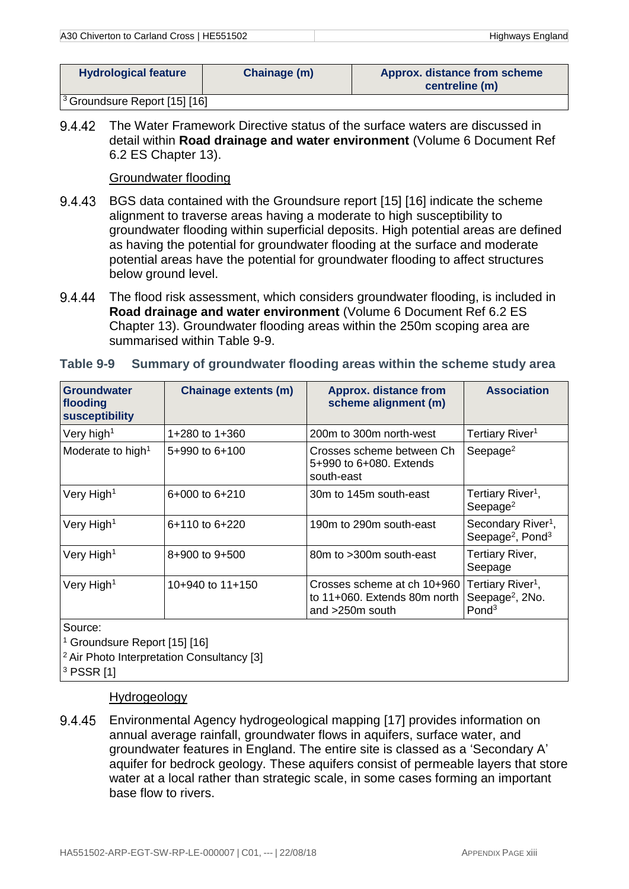| Hydrological feature | Chainage (m) | Approx. distance from scheme centreline (m) |
|---|---|---|
| [3] Groundsure Report [15] [16] | | |

9.4.42 The Water Framework Directive status of the surface waters are discussed in detail within **Road drainage and water environment** (Volume 6 Document Ref 6.2 ES Chapter 13).

Groundwater flooding

9.4.43 BGS data contained with the Groundsure report [15] [16] indicate the scheme alignment to traverse areas having a moderate to high susceptibility to groundwater flooding within superficial deposits. High potential areas are defined as having the potential for groundwater flooding at the surface and moderate potential areas have the potential for groundwater flooding to affect structures below ground level.

9.4.44 The flood risk assessment, which considers groundwater flooding, is included in **Road drainage and water environment** (Volume 6 Document Ref 6.2 ES Chapter 13). Groundwater flooding areas within the 250m scoping area are summarised within Table 9-9.

**Table 9-9 Summary of groundwater flooding areas within the scheme study area**

| Groundwater flooding susceptibility | Chainage extents (m) | Approx. distance from scheme alignment (m) | Association |
|---|---|---|---|
| Very high[1] | 1+280 to 1+360 | 200m to 300m north-west | Tertiary River[1] |
| Moderate to high[1] | 5+990 to 6+100 | Crosses scheme between Ch 5+990 to 6+080. Extends south-east | Seepage[2] |
| Very High[1] | 6+000 to 6+210 | 30m to 145m south-east | Tertiary River[1], Seepage[2] |
| Very High[1] | 6+110 to 6+220 | 190m to 290m south-east | Secondary River[1], Seepage[2], Pond[3] |
| Very High[1] | 8+900 to 9+500 | 80m to >300m south-east | Tertiary River, Seepage |
| Very High[1] | 10+940 to 11+150 | Crosses scheme at ch 10+960 to 11+060. Extends 80m north and >250m south | Tertiary River[1], Seepage[2], 2No. Pond[3] |

Source:
[1] Groundsure Report [15] [16]
[2] Air Photo Interpretation Consultancy [3]
[3] PSSR [1]

Hydrogeology

9.4.45 Environmental Agency hydrogeological mapping [17] provides information on annual average rainfall, groundwater flows in aquifers, surface water, and groundwater features in England. The entire site is classed as a 'Secondary A' aquifer for bedrock geology. These aquifers consist of permeable layers that store water at a local rather than strategic scale, in some cases forming an important base flow to rivers.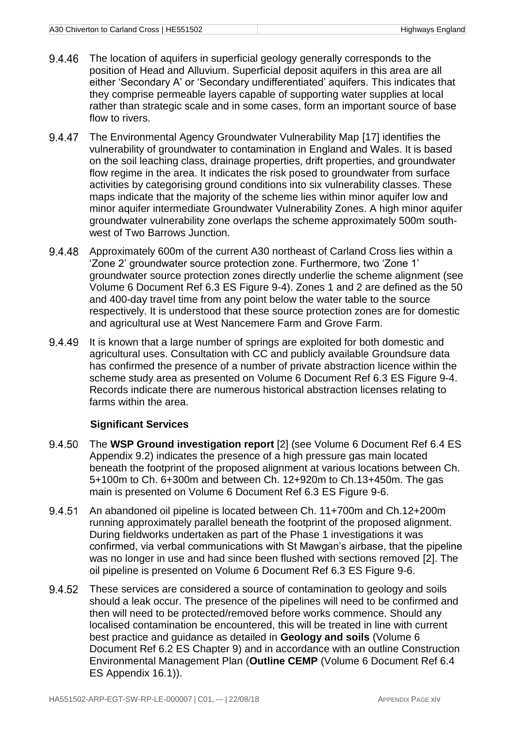9.4.46 The location of aquifers in superficial geology generally corresponds to the position of Head and Alluvium. Superficial deposit aquifers in this area are all either 'Secondary A' or 'Secondary undifferentiated' aquifers. This indicates that they comprise permeable layers capable of supporting water supplies at local rather than strategic scale and in some cases, form an important source of base flow to rivers.

9.4.47 The Environmental Agency Groundwater Vulnerability Map [17] identifies the vulnerability of groundwater to contamination in England and Wales. It is based on the soil leaching class, drainage properties, drift properties, and groundwater flow regime in the area. It indicates the risk posed to groundwater from surface activities by categorising ground conditions into six vulnerability classes. These maps indicate that the majority of the scheme lies within minor aquifer low and minor aquifer intermediate Groundwater Vulnerability Zones. A high minor aquifer groundwater vulnerability zone overlaps the scheme approximately 500m south-west of Two Barrows Junction.

9.4.48 Approximately 600m of the current A30 northeast of Carland Cross lies within a 'Zone 2' groundwater source protection zone. Furthermore, two 'Zone 1' groundwater source protection zones directly underlie the scheme alignment (see Volume 6 Document Ref 6.3 ES Figure 9-4). Zones 1 and 2 are defined as the 50 and 400-day travel time from any point below the water table to the source respectively. It is understood that these source protection zones are for domestic and agricultural use at West Nancemere Farm and Grove Farm.

9.4.49 It is known that a large number of springs are exploited for both domestic and agricultural uses. Consultation with CC and publicly available Groundsure data has confirmed the presence of a number of private abstraction licence within the scheme study area as presented on Volume 6 Document Ref 6.3 ES Figure 9-4. Records indicate there are numerous historical abstraction licenses relating to farms within the area.

**Significant Services**

9.4.50 The **WSP Ground investigation report** [2] (see Volume 6 Document Ref 6.4 ES Appendix 9.2) indicates the presence of a high pressure gas main located beneath the footprint of the proposed alignment at various locations between Ch. 5+100m to Ch. 6+300m and between Ch. 12+920m to Ch.13+450m. The gas main is presented on Volume 6 Document Ref 6.3 ES Figure 9-6.

9.4.51 An abandoned oil pipeline is located between Ch. 11+700m and Ch.12+200m running approximately parallel beneath the footprint of the proposed alignment. During fieldworks undertaken as part of the Phase 1 investigations it was confirmed, via verbal communications with St Mawgan's airbase, that the pipeline was no longer in use and had since been flushed with sections removed [2]. The oil pipeline is presented on Volume 6 Document Ref 6.3 ES Figure 9-6.

9.4.52 These services are considered a source of contamination to geology and soils should a leak occur. The presence of the pipelines will need to be confirmed and then will need to be protected/removed before works commence. Should any localised contamination be encountered, this will be treated in line with current best practice and guidance as detailed in **Geology and soils** (Volume 6 Document Ref 6.2 ES Chapter 9) and in accordance with an outline Construction Environmental Management Plan (**Outline CEMP** (Volume 6 Document Ref 6.4 ES Appendix 16.1)).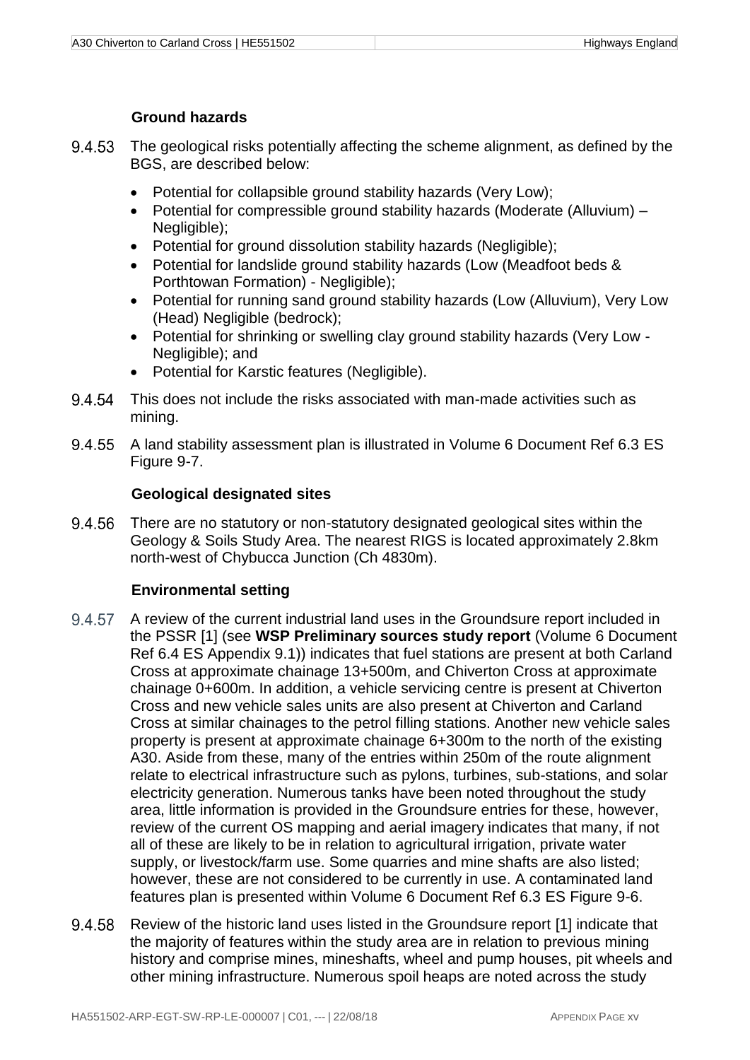### Ground hazards

9.4.53 The geological risks potentially affecting the scheme alignment, as defined by the BGS, are described below:

- Potential for collapsible ground stability hazards (Very Low);
- Potential for compressible ground stability hazards (Moderate (Alluvium) – Negligible);
- Potential for ground dissolution stability hazards (Negligible);
- Potential for landslide ground stability hazards (Low (Meadfoot beds & Porthtowan Formation) - Negligible);
- Potential for running sand ground stability hazards (Low (Alluvium), Very Low (Head) Negligible (bedrock);
- Potential for shrinking or swelling clay ground stability hazards (Very Low - Negligible); and
- Potential for Karstic features (Negligible).

9.4.54 This does not include the risks associated with man-made activities such as mining.

9.4.55 A land stability assessment plan is illustrated in Volume 6 Document Ref 6.3 ES Figure 9-7.

### Geological designated sites

9.4.56 There are no statutory or non-statutory designated geological sites within the Geology & Soils Study Area. The nearest RIGS is located approximately 2.8km north-west of Chybucca Junction (Ch 4830m).

### Environmental setting

9.4.57 A review of the current industrial land uses in the Groundsure report included in the PSSR [1] (see **WSP Preliminary sources study report** (Volume 6 Document Ref 6.4 ES Appendix 9.1)) indicates that fuel stations are present at both Carland Cross at approximate chainage 13+500m, and Chiverton Cross at approximate chainage 0+600m. In addition, a vehicle servicing centre is present at Chiverton Cross and new vehicle sales units are also present at Chiverton and Carland Cross at similar chainages to the petrol filling stations. Another new vehicle sales property is present at approximate chainage 6+300m to the north of the existing A30. Aside from these, many of the entries within 250m of the route alignment relate to electrical infrastructure such as pylons, turbines, sub-stations, and solar electricity generation. Numerous tanks have been noted throughout the study area, little information is provided in the Groundsure entries for these, however, review of the current OS mapping and aerial imagery indicates that many, if not all of these are likely to be in relation to agricultural irrigation, private water supply, or livestock/farm use. Some quarries and mine shafts are also listed; however, these are not considered to be currently in use. A contaminated land features plan is presented within Volume 6 Document Ref 6.3 ES Figure 9-6.

9.4.58 Review of the historic land uses listed in the Groundsure report [1] indicate that the majority of features within the study area are in relation to previous mining history and comprise mines, mineshafts, wheel and pump houses, pit wheels and other mining infrastructure. Numerous spoil heaps are noted across the study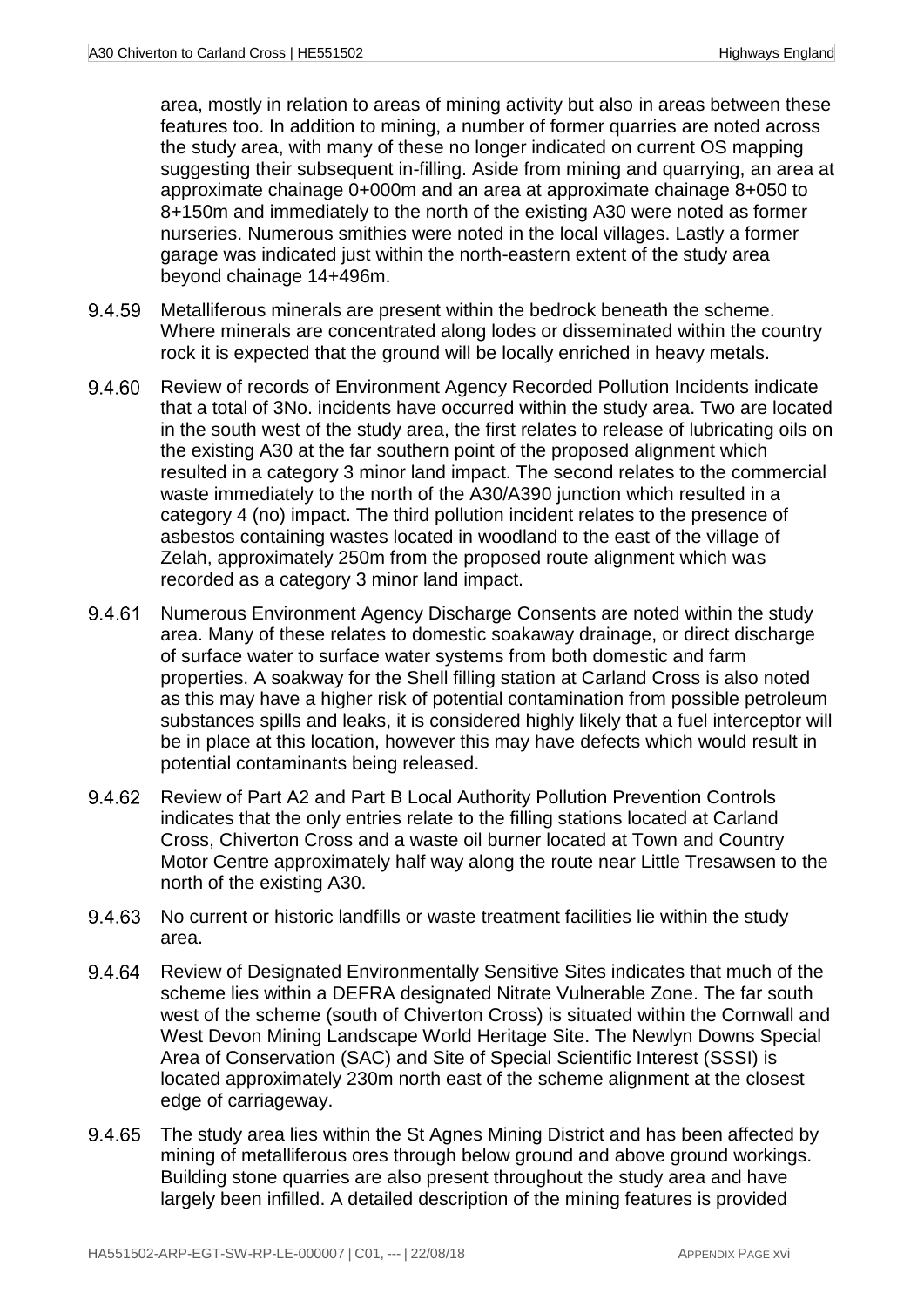area, mostly in relation to areas of mining activity but also in areas between these features too. In addition to mining, a number of former quarries are noted across the study area, with many of these no longer indicated on current OS mapping suggesting their subsequent in-filling. Aside from mining and quarrying, an area at approximate chainage 0+000m and an area at approximate chainage 8+050 to 8+150m and immediately to the north of the existing A30 were noted as former nurseries. Numerous smithies were noted in the local villages. Lastly a former garage was indicated just within the north-eastern extent of the study area beyond chainage 14+496m.

9.4.59 Metalliferous minerals are present within the bedrock beneath the scheme. Where minerals are concentrated along lodes or disseminated within the country rock it is expected that the ground will be locally enriched in heavy metals.

9.4.60 Review of records of Environment Agency Recorded Pollution Incidents indicate that a total of 3No. incidents have occurred within the study area. Two are located in the south west of the study area, the first relates to release of lubricating oils on the existing A30 at the far southern point of the proposed alignment which resulted in a category 3 minor land impact. The second relates to the commercial waste immediately to the north of the A30/A390 junction which resulted in a category 4 (no) impact. The third pollution incident relates to the presence of asbestos containing wastes located in woodland to the east of the village of Zelah, approximately 250m from the proposed route alignment which was recorded as a category 3 minor land impact.

9.4.61 Numerous Environment Agency Discharge Consents are noted within the study area. Many of these relates to domestic soakaway drainage, or direct discharge of surface water to surface water systems from both domestic and farm properties. A soakway for the Shell filling station at Carland Cross is also noted as this may have a higher risk of potential contamination from possible petroleum substances spills and leaks, it is considered highly likely that a fuel interceptor will be in place at this location, however this may have defects which would result in potential contaminants being released.

9.4.62 Review of Part A2 and Part B Local Authority Pollution Prevention Controls indicates that the only entries relate to the filling stations located at Carland Cross, Chiverton Cross and a waste oil burner located at Town and Country Motor Centre approximately half way along the route near Little Tresawsen to the north of the existing A30.

9.4.63 No current or historic landfills or waste treatment facilities lie within the study area.

9.4.64 Review of Designated Environmentally Sensitive Sites indicates that much of the scheme lies within a DEFRA designated Nitrate Vulnerable Zone. The far south west of the scheme (south of Chiverton Cross) is situated within the Cornwall and West Devon Mining Landscape World Heritage Site. The Newlyn Downs Special Area of Conservation (SAC) and Site of Special Scientific Interest (SSSI) is located approximately 230m north east of the scheme alignment at the closest edge of carriageway.

9.4.65 The study area lies within the St Agnes Mining District and has been affected by mining of metalliferous ores through below ground and above ground workings. Building stone quarries are also present throughout the study area and have largely been infilled. A detailed description of the mining features is provided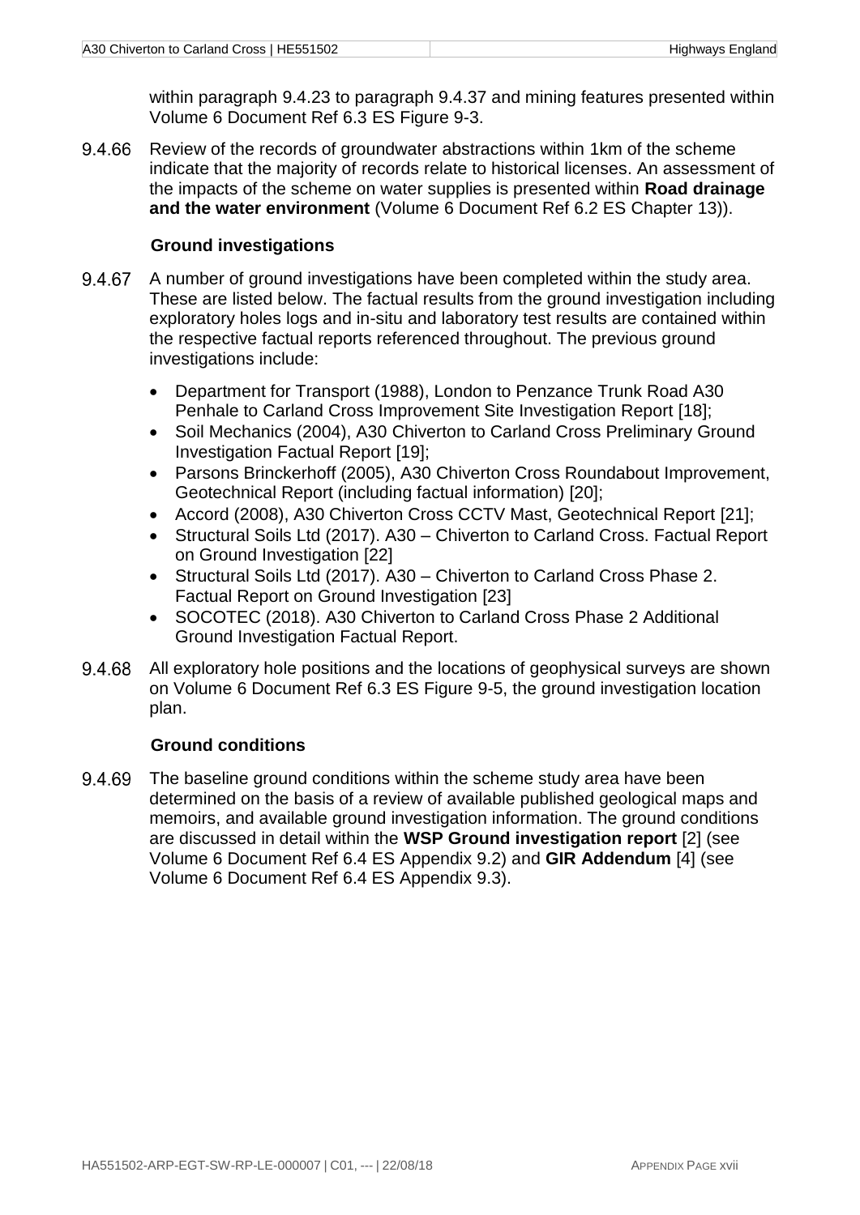within paragraph 9.4.23 to paragraph 9.4.37 and mining features presented within Volume 6 Document Ref 6.3 ES Figure 9-3.

9.4.66 Review of the records of groundwater abstractions within 1km of the scheme indicate that the majority of records relate to historical licenses. An assessment of the impacts of the scheme on water supplies is presented within **Road drainage and the water environment** (Volume 6 Document Ref 6.2 ES Chapter 13)).

### Ground investigations

9.4.67 A number of ground investigations have been completed within the study area. These are listed below. The factual results from the ground investigation including exploratory holes logs and in-situ and laboratory test results are contained within the respective factual reports referenced throughout. The previous ground investigations include:

- Department for Transport (1988), London to Penzance Trunk Road A30 Penhale to Carland Cross Improvement Site Investigation Report [18];
- Soil Mechanics (2004), A30 Chiverton to Carland Cross Preliminary Ground Investigation Factual Report [19];
- Parsons Brinckerhoff (2005), A30 Chiverton Cross Roundabout Improvement, Geotechnical Report (including factual information) [20];
- Accord (2008), A30 Chiverton Cross CCTV Mast, Geotechnical Report [21];
- Structural Soils Ltd (2017). A30 – Chiverton to Carland Cross. Factual Report on Ground Investigation [22]
- Structural Soils Ltd (2017). A30 – Chiverton to Carland Cross Phase 2. Factual Report on Ground Investigation [23]
- SOCOTEC (2018). A30 Chiverton to Carland Cross Phase 2 Additional Ground Investigation Factual Report.

9.4.68 All exploratory hole positions and the locations of geophysical surveys are shown on Volume 6 Document Ref 6.3 ES Figure 9-5, the ground investigation location plan.

### Ground conditions

9.4.69 The baseline ground conditions within the scheme study area have been determined on the basis of a review of available published geological maps and memoirs, and available ground investigation information. The ground conditions are discussed in detail within the **WSP Ground investigation report** [2] (see Volume 6 Document Ref 6.4 ES Appendix 9.2) and **GIR Addendum** [4] (see Volume 6 Document Ref 6.4 ES Appendix 9.3).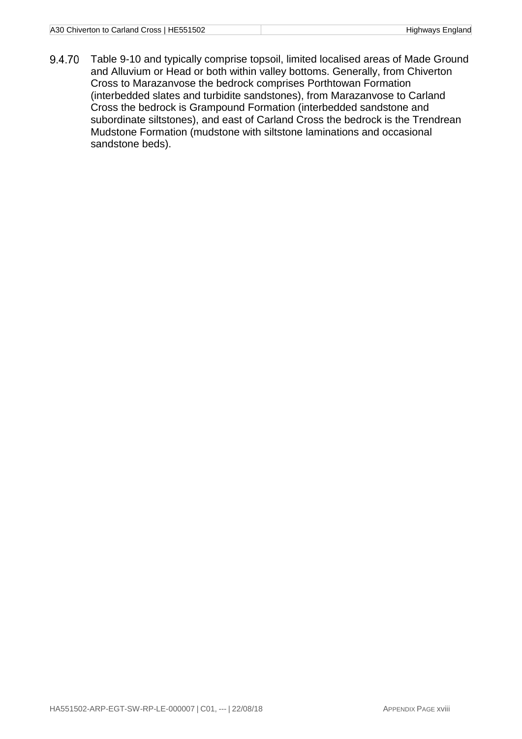9.4.70 Table 9-10 and typically comprise topsoil, limited localised areas of Made Ground and Alluvium or Head or both within valley bottoms. Generally, from Chiverton Cross to Marazanvose the bedrock comprises Porthtowan Formation (interbedded slates and turbidite sandstones), from Marazanvose to Carland Cross the bedrock is Grampound Formation (interbedded sandstone and subordinate siltstones), and east of Carland Cross the bedrock is the Trendrean Mudstone Formation (mudstone with siltstone laminations and occasional sandstone beds).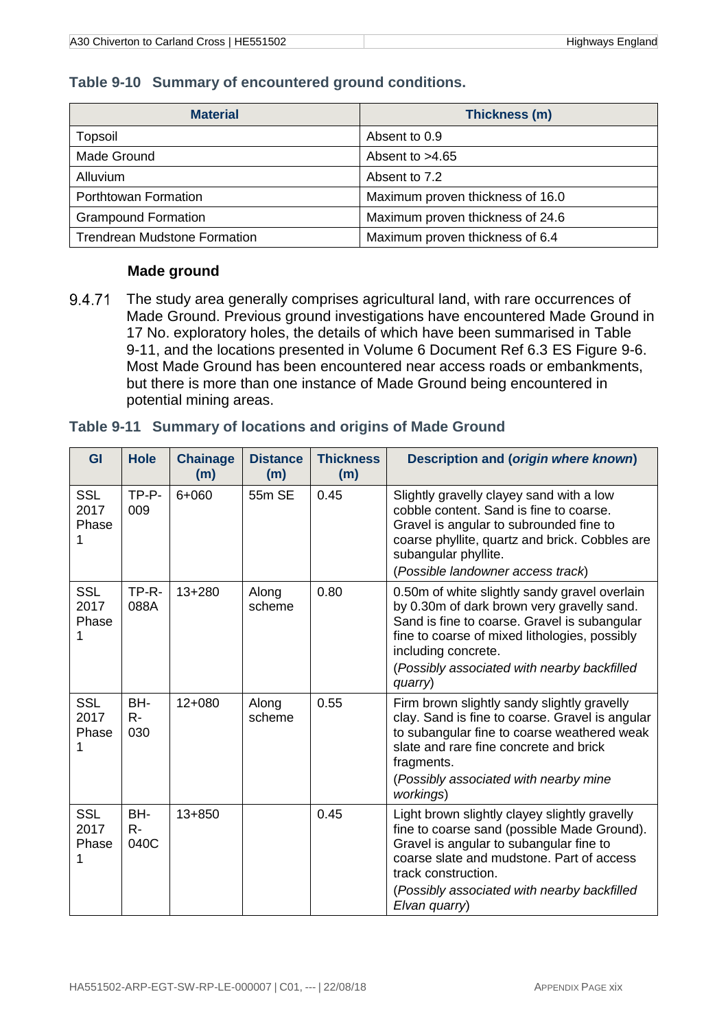### Table 9-10 Summary of encountered ground conditions.

| Material | Thickness (m) |
|---|---|
| Topsoil | Absent to 0.9 |
| Made Ground | Absent to >4.65 |
| Alluvium | Absent to 7.2 |
| Porthtowan Formation | Maximum proven thickness of 16.0 |
| Grampound Formation | Maximum proven thickness of 24.6 |
| Trendrean Mudstone Formation | Maximum proven thickness of 6.4 |

#### Made ground

9.4.71 The study area generally comprises agricultural land, with rare occurrences of Made Ground. Previous ground investigations have encountered Made Ground in 17 No. exploratory holes, the details of which have been summarised in Table 9-11, and the locations presented in Volume 6 Document Ref 6.3 ES Figure 9-6. Most Made Ground has been encountered near access roads or embankments, but there is more than one instance of Made Ground being encountered in potential mining areas.

### Table 9-11 Summary of locations and origins of Made Ground

| GI | Hole | Chainage (m) | Distance (m) | Thickness (m) | Description and (*origin where known*) |
|---|---|---|---|---|---|
| SSL 2017 Phase 1 | TP-P-009 | 6+060 | 55m SE | 0.45 | Slightly gravelly clayey sand with a low cobble content. Sand is fine to coarse. Gravel is angular to subrounded fine to coarse phyllite, quartz and brick. Cobbles are subangular phyllite. (*Possible landowner access track*) |
| SSL 2017 Phase 1 | TP-R-088A | 13+280 | Along scheme | 0.80 | 0.50m of white slightly sandy gravel overlain by 0.30m of dark brown very gravelly sand. Sand is fine to coarse. Gravel is subangular fine to coarse of mixed lithologies, possibly including concrete. (*Possibly associated with nearby backfilled quarry*) |
| SSL 2017 Phase 1 | BH-R-030 | 12+080 | Along scheme | 0.55 | Firm brown slightly sandy slightly gravelly clay. Sand is fine to coarse. Gravel is angular to subangular fine to coarse weathered weak slate and rare fine concrete and brick fragments. (*Possibly associated with nearby mine workings*) |
| SSL 2017 Phase 1 | BH-R-040C | 13+850 | | 0.45 | Light brown slightly clayey slightly gravelly fine to coarse sand (possible Made Ground). Gravel is angular to subangular fine to coarse slate and mudstone. Part of access track construction. (*Possibly associated with nearby backfilled Elvan quarry*) |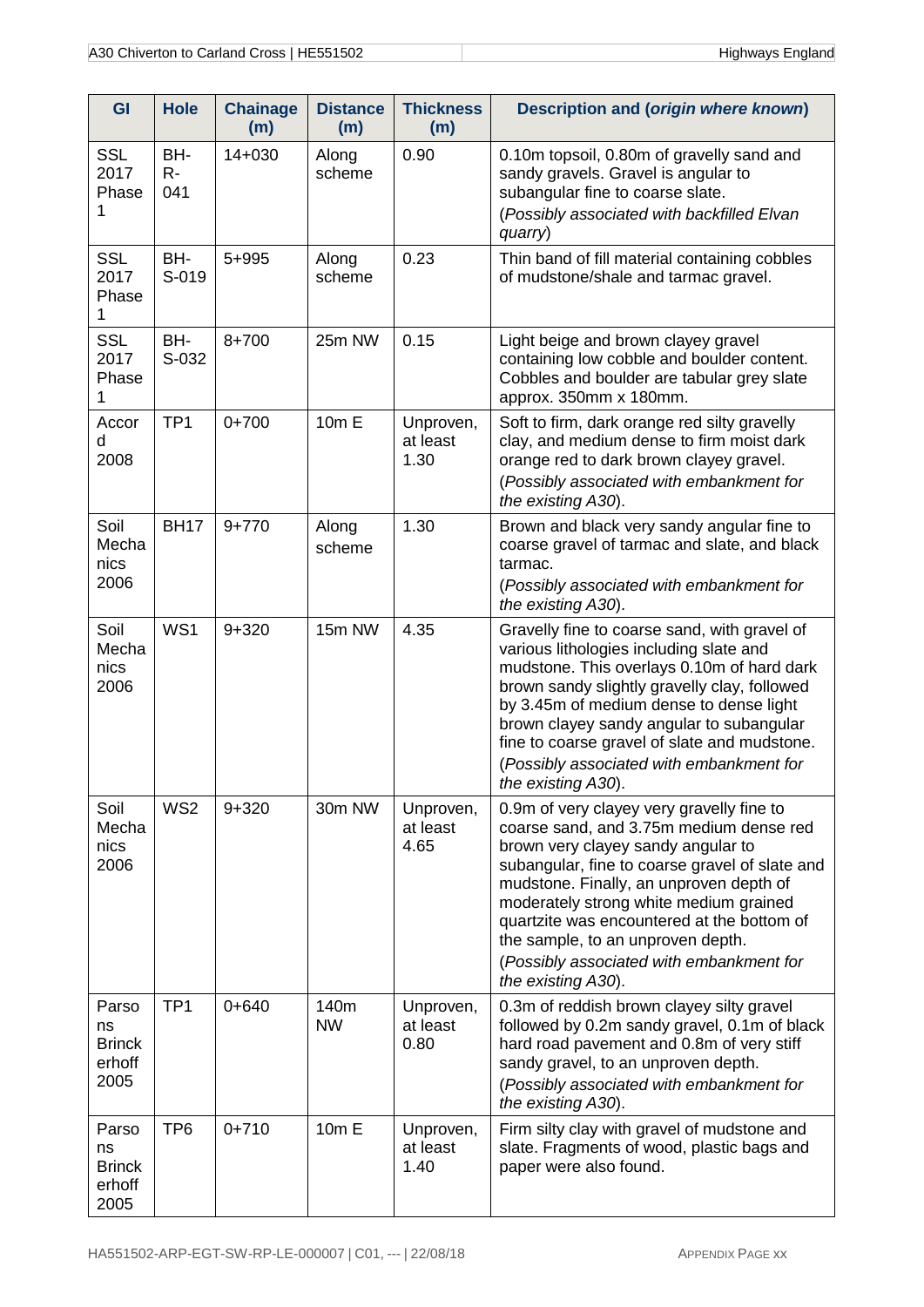| GI | Hole | Chainage (m) | Distance (m) | Thickness (m) | Description and (*origin where known*) |
|---|---|---|---|---|---|
| SSL 2017 Phase 1 | BH-R-041 | 14+030 | Along scheme | 0.90 | 0.10m topsoil, 0.80m of gravelly sand and sandy gravels. Gravel is angular to subangular fine to coarse slate.<br>(*Possibly associated with backfilled Elvan quarry*) |
| SSL 2017 Phase 1 | BH-S-019 | 5+995 | Along scheme | 0.23 | Thin band of fill material containing cobbles of mudstone/shale and tarmac gravel. |
| SSL 2017 Phase 1 | BH-S-032 | 8+700 | 25m NW | 0.15 | Light beige and brown clayey gravel containing low cobble and boulder content. Cobbles and boulder are tabular grey slate approx. 350mm x 180mm. |
| Accord 2008 | TP1 | 0+700 | 10m E | Unproven, at least 1.30 | Soft to firm, dark orange red silty gravelly clay, and medium dense to firm moist dark orange red to dark brown clayey gravel.<br>(*Possibly associated with embankment for the existing A30*). |
| Soil Mechanics 2006 | BH17 | 9+770 | Along scheme | 1.30 | Brown and black very sandy angular fine to coarse gravel of tarmac and slate, and black tarmac.<br>(*Possibly associated with embankment for the existing A30*). |
| Soil Mechanics 2006 | WS1 | 9+320 | 15m NW | 4.35 | Gravelly fine to coarse sand, with gravel of various lithologies including slate and mudstone. This overlays 0.10m of hard dark brown sandy slightly gravelly clay, followed by 3.45m of medium dense to dense light brown clayey sandy angular to subangular fine to coarse gravel of slate and mudstone.<br>(*Possibly associated with embankment for the existing A30*). |
| Soil Mechanics 2006 | WS2 | 9+320 | 30m NW | Unproven, at least 4.65 | 0.9m of very clayey very gravelly fine to coarse sand, and 3.75m medium dense red brown very clayey sandy angular to subangular, fine to coarse gravel of slate and mudstone. Finally, an unproven depth of moderately strong white medium grained quartzite was encountered at the bottom of the sample, to an unproven depth.<br>(*Possibly associated with embankment for the existing A30*). |
| Parsons Brinckerhoff 2005 | TP1 | 0+640 | 140m NW | Unproven, at least 0.80 | 0.3m of reddish brown clayey silty gravel followed by 0.2m sandy gravel, 0.1m of black hard road pavement and 0.8m of very stiff sandy gravel, to an unproven depth.<br>(*Possibly associated with embankment for the existing A30*). |
| Parsons Brinckerhoff 2005 | TP6 | 0+710 | 10m E | Unproven, at least 1.40 | Firm silty clay with gravel of mudstone and slate. Fragments of wood, plastic bags and paper were also found. |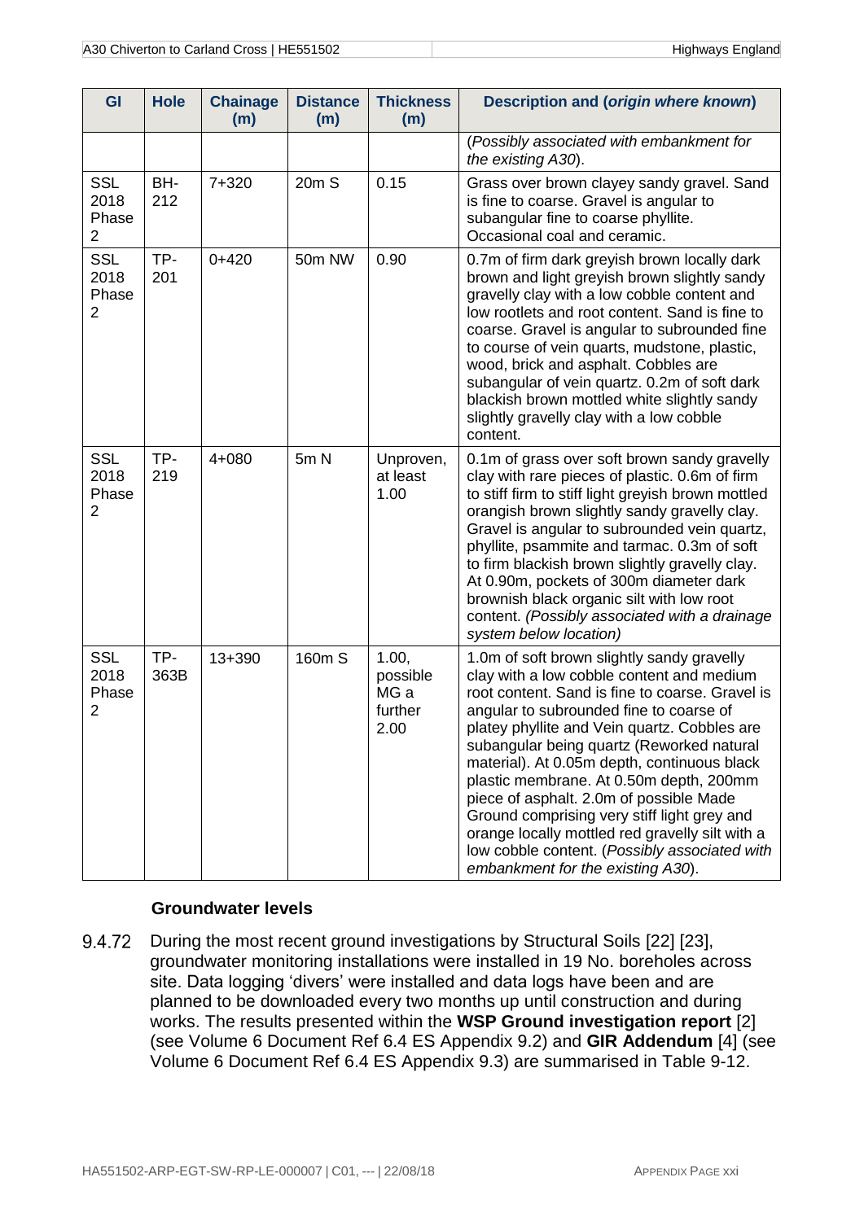| GI | Hole | Chainage (m) | Distance (m) | Thickness (m) | Description and (*origin where known*) |
|---|---|---|---|---|---|
| | | | | | (*Possibly associated with embankment for the existing A30*). |
| SSL 2018 Phase 2 | BH-212 | 7+320 | 20m S | 0.15 | Grass over brown clayey sandy gravel. Sand is fine to coarse. Gravel is angular to subangular fine to coarse phyllite. Occasional coal and ceramic. |
| SSL 2018 Phase 2 | TP-201 | 0+420 | 50m NW | 0.90 | 0.7m of firm dark greyish brown locally dark brown and light greyish brown slightly sandy gravelly clay with a low cobble content and low rootlets and root content. Sand is fine to coarse. Gravel is angular to subrounded fine to course of vein quarts, mudstone, plastic, wood, brick and asphalt. Cobbles are subangular of vein quartz. 0.2m of soft dark blackish brown mottled white slightly sandy slightly gravelly clay with a low cobble content. |
| SSL 2018 Phase 2 | TP-219 | 4+080 | 5m N | Unproven, at least 1.00 | 0.1m of grass over soft brown sandy gravelly clay with rare pieces of plastic. 0.6m of firm to stiff firm to stiff light greyish brown mottled orangish brown slightly sandy gravelly clay. Gravel is angular to subrounded vein quartz, phyllite, psammite and tarmac. 0.3m of soft to firm blackish brown slightly gravelly clay. At 0.90m, pockets of 300m diameter dark brownish black organic silt with low root content. *(Possibly associated with a drainage system below location)* |
| SSL 2018 Phase 2 | TP-363B | 13+390 | 160m S | 1.00, possible MG a further 2.00 | 1.0m of soft brown slightly sandy gravelly clay with a low cobble content and medium root content. Sand is fine to coarse. Gravel is angular to subrounded fine to coarse of platey phyllite and Vein quartz. Cobbles are subangular being quartz (Reworked natural material). At 0.05m depth, continuous black plastic membrane. At 0.50m depth, 200mm piece of asphalt. 2.0m of possible Made Ground comprising very stiff light grey and orange locally mottled red gravelly silt with a low cobble content. (*Possibly associated with embankment for the existing A30*). |

### Groundwater levels

9.4.72 During the most recent ground investigations by Structural Soils [22] [23], groundwater monitoring installations were installed in 19 No. boreholes across site. Data logging 'divers' were installed and data logs have been and are planned to be downloaded every two months up until construction and during works. The results presented within the **WSP Ground investigation report** [2] (see Volume 6 Document Ref 6.4 ES Appendix 9.2) and **GIR Addendum** [4] (see Volume 6 Document Ref 6.4 ES Appendix 9.3) are summarised in Table 9-12.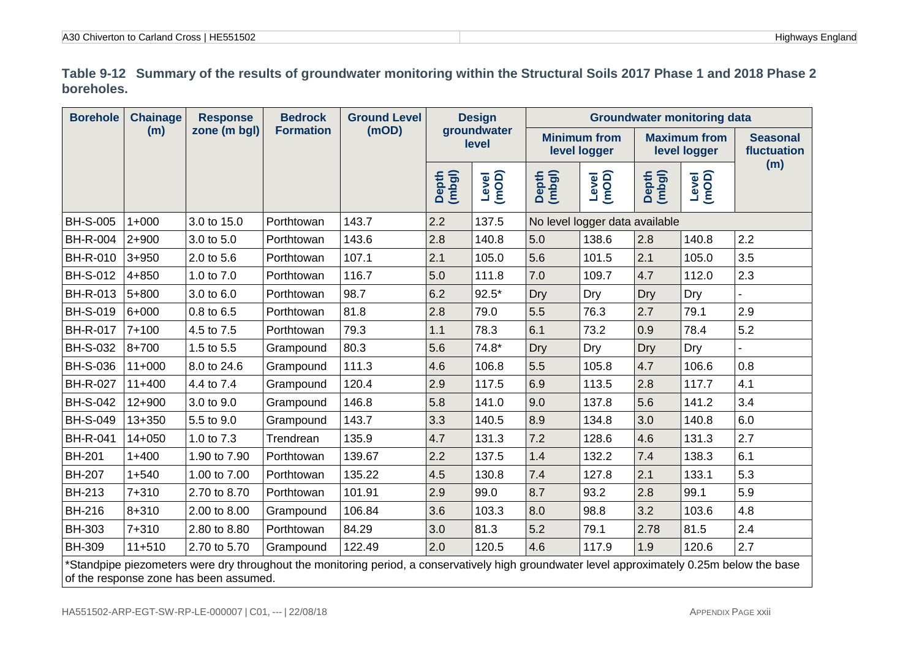**Table 9-12 Summary of the results of groundwater monitoring within the Structural Soils 2017 Phase 1 and 2018 Phase 2 boreholes.**

| Borehole | Chainage (m) | Response zone (m bgl) | Bedrock Formation | Ground Level (mOD) | Design groundwater level | | Groundwater monitoring data | | | | |
|---|---|---|---|---|---|---|---|---|---|---|---|
| | | | | | | | Minimum from level logger | | Maximum from level logger | | Seasonal fluctuation (m) |
| | | | | | Depth (mbgl) | Level (mOD) | Depth (mbgl) | Level (mOD) | Depth (mbgl) | Level (mOD) | |
| BH-S-005 | 1+000 | 3.0 to 15.0 | Porthtowan | 143.7 | 2.2 | 137.5 | No level logger data available | | | | |
| BH-R-004 | 2+900 | 3.0 to 5.0 | Porthtowan | 143.6 | 2.8 | 140.8 | 5.0 | 138.6 | 2.8 | 140.8 | 2.2 |
| BH-R-010 | 3+950 | 2.0 to 5.6 | Porthtowan | 107.1 | 2.1 | 105.0 | 5.6 | 101.5 | 2.1 | 105.0 | 3.5 |
| BH-S-012 | 4+850 | 1.0 to 7.0 | Porthtowan | 116.7 | 5.0 | 111.8 | 7.0 | 109.7 | 4.7 | 112.0 | 2.3 |
| BH-R-013 | 5+800 | 3.0 to 6.0 | Porthtowan | 98.7 | 6.2 | 92.5* | Dry | Dry | Dry | Dry | - |
| BH-S-019 | 6+000 | 0.8 to 6.5 | Porthtowan | 81.8 | 2.8 | 79.0 | 5.5 | 76.3 | 2.7 | 79.1 | 2.9 |
| BH-R-017 | 7+100 | 4.5 to 7.5 | Porthtowan | 79.3 | 1.1 | 78.3 | 6.1 | 73.2 | 0.9 | 78.4 | 5.2 |
| BH-S-032 | 8+700 | 1.5 to 5.5 | Grampound | 80.3 | 5.6 | 74.8* | Dry | Dry | Dry | Dry | - |
| BH-S-036 | 11+000 | 8.0 to 24.6 | Grampound | 111.3 | 4.6 | 106.8 | 5.5 | 105.8 | 4.7 | 106.6 | 0.8 |
| BH-R-027 | 11+400 | 4.4 to 7.4 | Grampound | 120.4 | 2.9 | 117.5 | 6.9 | 113.5 | 2.8 | 117.7 | 4.1 |
| BH-S-042 | 12+900 | 3.0 to 9.0 | Grampound | 146.8 | 5.8 | 141.0 | 9.0 | 137.8 | 5.6 | 141.2 | 3.4 |
| BH-S-049 | 13+350 | 5.5 to 9.0 | Grampound | 143.7 | 3.3 | 140.5 | 8.9 | 134.8 | 3.0 | 140.8 | 6.0 |
| BH-R-041 | 14+050 | 1.0 to 7.3 | Trendrean | 135.9 | 4.7 | 131.3 | 7.2 | 128.6 | 4.6 | 131.3 | 2.7 |
| BH-201 | 1+400 | 1.90 to 7.90 | Porthtowan | 139.67 | 2.2 | 137.5 | 1.4 | 132.2 | 7.4 | 138.3 | 6.1 |
| BH-207 | 1+540 | 1.00 to 7.00 | Porthtowan | 135.22 | 4.5 | 130.8 | 7.4 | 127.8 | 2.1 | 133.1 | 5.3 |
| BH-213 | 7+310 | 2.70 to 8.70 | Porthtowan | 101.91 | 2.9 | 99.0 | 8.7 | 93.2 | 2.8 | 99.1 | 5.9 |
| BH-216 | 8+310 | 2.00 to 8.00 | Grampound | 106.84 | 3.6 | 103.3 | 8.0 | 98.8 | 3.2 | 103.6 | 4.8 |
| BH-303 | 7+310 | 2.80 to 8.80 | Porthtowan | 84.29 | 3.0 | 81.3 | 5.2 | 79.1 | 2.78 | 81.5 | 2.4 |
| BH-309 | 11+510 | 2.70 to 5.70 | Grampound | 122.49 | 2.0 | 120.5 | 4.6 | 117.9 | 1.9 | 120.6 | 2.7 |

*Standpipe piezometers were dry throughout the monitoring period, a conservatively high groundwater level approximately 0.25m below the base of the response zone has been assumed.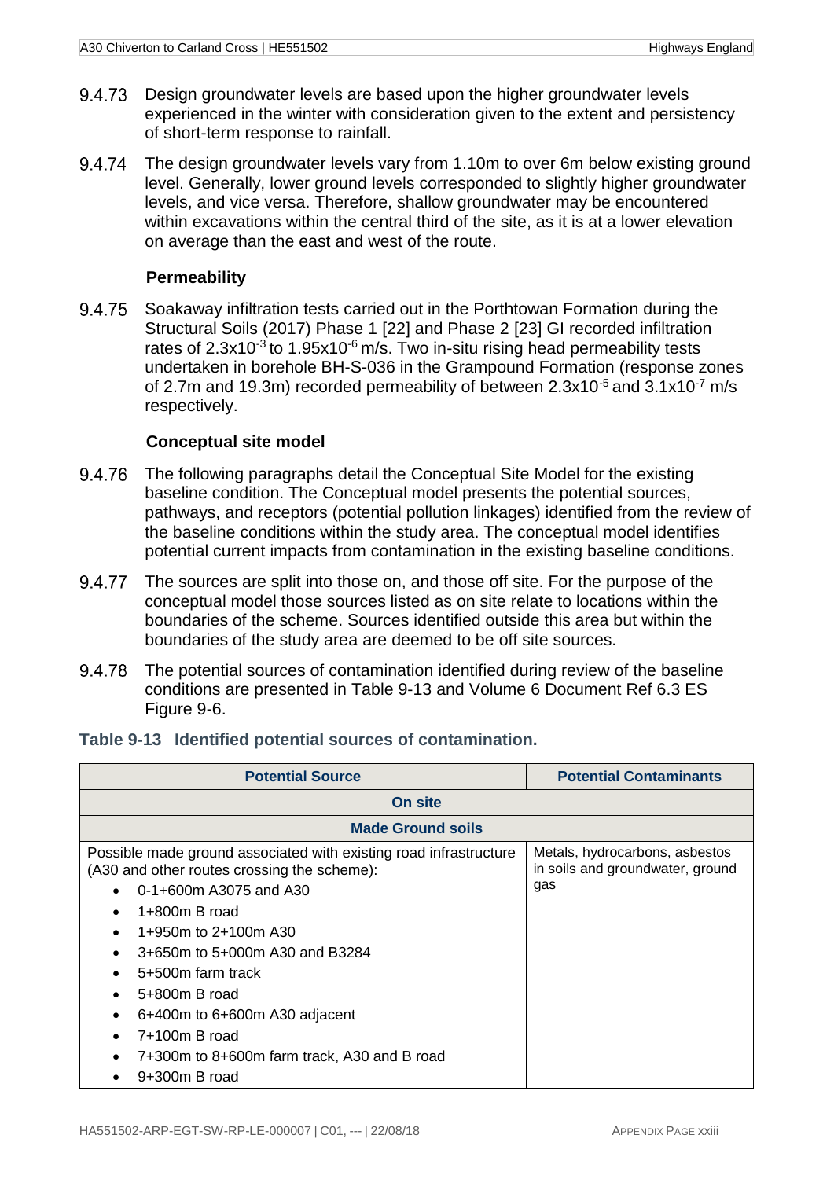9.4.73 Design groundwater levels are based upon the higher groundwater levels experienced in the winter with consideration given to the extent and persistency of short-term response to rainfall.

9.4.74 The design groundwater levels vary from 1.10m to over 6m below existing ground level. Generally, lower ground levels corresponded to slightly higher groundwater levels, and vice versa. Therefore, shallow groundwater may be encountered within excavations within the central third of the site, as it is at a lower elevation on average than the east and west of the route.

### Permeability

9.4.75 Soakaway infiltration tests carried out in the Porthtowan Formation during the Structural Soils (2017) Phase 1 [22] and Phase 2 [23] GI recorded infiltration rates of $2.3 \times 10^{-3}$ to $1.95 \times 10^{-6}$ m/s. Two in-situ rising head permeability tests undertaken in borehole BH-S-036 in the Grampound Formation (response zones of 2.7m and 19.3m) recorded permeability of between $2.3 \times 10^{-5}$ and $3.1 \times 10^{-7}$ m/s respectively.

### Conceptual site model

9.4.76 The following paragraphs detail the Conceptual Site Model for the existing baseline condition. The Conceptual model presents the potential sources, pathways, and receptors (potential pollution linkages) identified from the review of the baseline conditions within the study area. The conceptual model identifies potential current impacts from contamination in the existing baseline conditions.

9.4.77 The sources are split into those on, and those off site. For the purpose of the conceptual model those sources listed as on site relate to locations within the boundaries of the scheme. Sources identified outside this area but within the boundaries of the study area are deemed to be off site sources.

9.4.78 The potential sources of contamination identified during review of the baseline conditions are presented in Table 9-13 and Volume 6 Document Ref 6.3 ES Figure 9-6.

**Table 9-13 Identified potential sources of contamination.**

| Potential Source | Potential Contaminants |
|---|---|
| **On site** | |
| **Made Ground soils** | |
| Possible made ground associated with existing road infrastructure (A30 and other routes crossing the scheme):<br>• 0-1+600m A3075 and A30<br>• 1+800m B road<br>• 1+950m to 2+100m A30<br>• 3+650m to 5+000m A30 and B3284<br>• 5+500m farm track<br>• 5+800m B road<br>• 6+400m to 6+600m A30 adjacent<br>• 7+100m B road<br>• 7+300m to 8+600m farm track, A30 and B road<br>• 9+300m B road | Metals, hydrocarbons, asbestos in soils and groundwater, ground gas |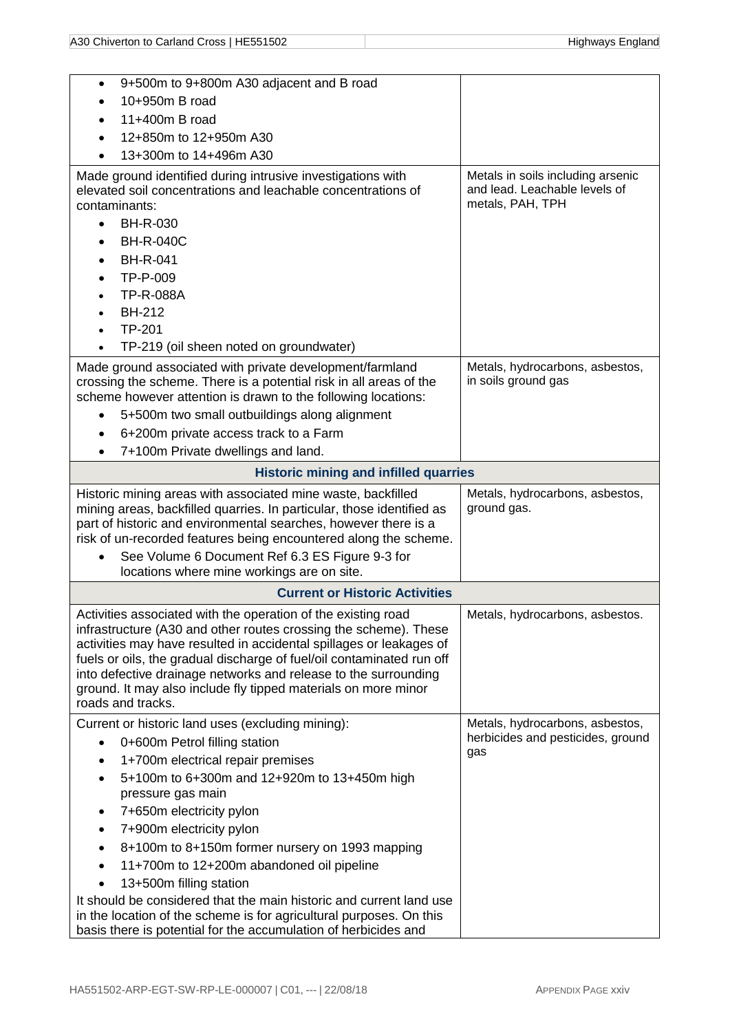| | |
|---|---|
| • 9+500m to 9+800m A30 adjacent and B road<br>• 10+950m B road<br>• 11+400m B road<br>• 12+850m to 12+950m A30<br>• 13+300m to 14+496m A30 | |
| Made ground identified during intrusive investigations with elevated soil concentrations and leachable concentrations of contaminants:<br>• BH-R-030<br>• BH-R-040C<br>• BH-R-041<br>• TP-P-009<br>• TP-R-088A<br>• BH-212<br>• TP-201<br>• TP-219 (oil sheen noted on groundwater) | Metals in soils including arsenic and lead. Leachable levels of metals, PAH, TPH |
| Made ground associated with private development/farmland crossing the scheme. There is a potential risk in all areas of the scheme however attention is drawn to the following locations:<br>• 5+500m two small outbuildings along alignment<br>• 6+200m private access track to a Farm<br>• 7+100m Private dwellings and land. | Metals, hydrocarbons, asbestos, in soils ground gas |
| **Historic mining and infilled quarries** | |
| Historic mining areas with associated mine waste, backfilled mining areas, backfilled quarries. In particular, those identified as part of historic and environmental searches, however there is a risk of un-recorded features being encountered along the scheme.<br>• See Volume 6 Document Ref 6.3 ES Figure 9-3 for locations where mine workings are on site. | Metals, hydrocarbons, asbestos, ground gas. |
| **Current or Historic Activities** | |
| Activities associated with the operation of the existing road infrastructure (A30 and other routes crossing the scheme). These activities may have resulted in accidental spillages or leakages of fuels or oils, the gradual discharge of fuel/oil contaminated run off into defective drainage networks and release to the surrounding ground. It may also include fly tipped materials on more minor roads and tracks. | Metals, hydrocarbons, asbestos. |
| Current or historic land uses (excluding mining):<br>• 0+600m Petrol filling station<br>• 1+700m electrical repair premises<br>• 5+100m to 6+300m and 12+920m to 13+450m high pressure gas main<br>• 7+650m electricity pylon<br>• 7+900m electricity pylon<br>• 8+100m to 8+150m former nursery on 1993 mapping<br>• 11+700m to 12+200m abandoned oil pipeline<br>• 13+500m filling station<br>It should be considered that the main historic and current land use in the location of the scheme is for agricultural purposes. On this basis there is potential for the accumulation of herbicides and | Metals, hydrocarbons, asbestos, herbicides and pesticides, ground gas |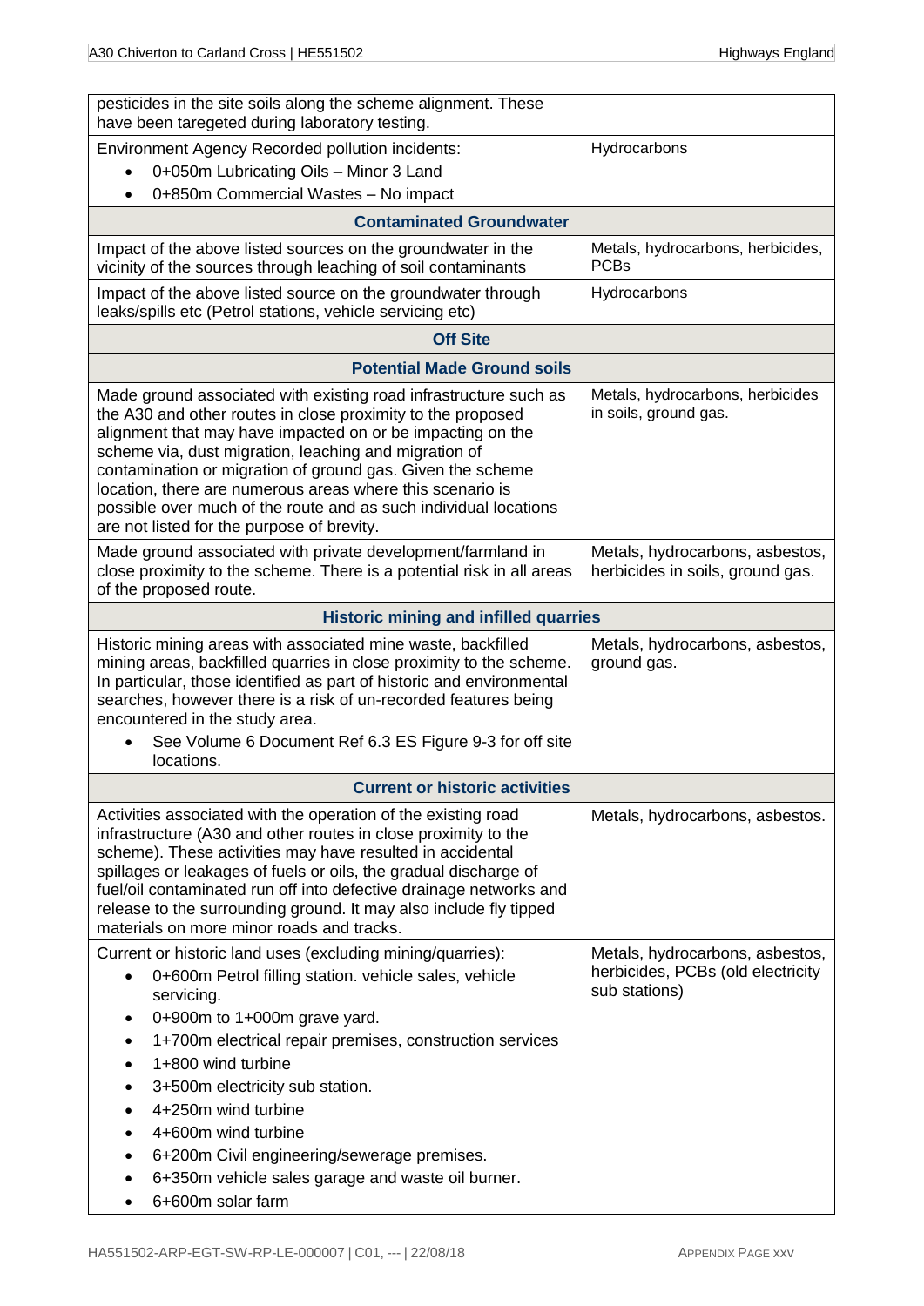| | |
|---|---|
| pesticides in the site soils along the scheme alignment. These have been taregeted during laboratory testing. | |
| Environment Agency Recorded pollution incidents:<br>• 0+050m Lubricating Oils – Minor 3 Land<br>• 0+850m Commercial Wastes – No impact | Hydrocarbons |
| **Contaminated Groundwater** | |
| Impact of the above listed sources on the groundwater in the vicinity of the sources through leaching of soil contaminants | Metals, hydrocarbons, herbicides, PCBs |
| Impact of the above listed source on the groundwater through leaks/spills etc (Petrol stations, vehicle servicing etc) | Hydrocarbons |
| **Off Site** | |
| **Potential Made Ground soils** | |
| Made ground associated with existing road infrastructure such as the A30 and other routes in close proximity to the proposed alignment that may have impacted on or be impacting on the scheme via, dust migration, leaching and migration of contamination or migration of ground gas. Given the scheme location, there are numerous areas where this scenario is possible over much of the route and as such individual locations are not listed for the purpose of brevity. | Metals, hydrocarbons, herbicides in soils, ground gas. |
| Made ground associated with private development/farmland in close proximity to the scheme. There is a potential risk in all areas of the proposed route. | Metals, hydrocarbons, asbestos, herbicides in soils, ground gas. |
| **Historic mining and infilled quarries** | |
| Historic mining areas with associated mine waste, backfilled mining areas, backfilled quarries in close proximity to the scheme. In particular, those identified as part of historic and environmental searches, however there is a risk of un-recorded features being encountered in the study area.<br>• See Volume 6 Document Ref 6.3 ES Figure 9-3 for off site locations. | Metals, hydrocarbons, asbestos, ground gas. |
| **Current or historic activities** | |
| Activities associated with the operation of the existing road infrastructure (A30 and other routes in close proximity to the scheme). These activities may have resulted in accidental spillages or leakages of fuels or oils, the gradual discharge of fuel/oil contaminated run off into defective drainage networks and release to the surrounding ground. It may also include fly tipped materials on more minor roads and tracks. | Metals, hydrocarbons, asbestos. |
| Current or historic land uses (excluding mining/quarries):<br>• 0+600m Petrol filling station. vehicle sales, vehicle servicing.<br>• 0+900m to 1+000m grave yard.<br>• 1+700m electrical repair premises, construction services<br>• 1+800 wind turbine<br>• 3+500m electricity sub station.<br>• 4+250m wind turbine<br>• 4+600m wind turbine<br>• 6+200m Civil engineering/sewerage premises.<br>• 6+350m vehicle sales garage and waste oil burner.<br>• 6+600m solar farm | Metals, hydrocarbons, asbestos, herbicides, PCBs (old electricity sub stations) |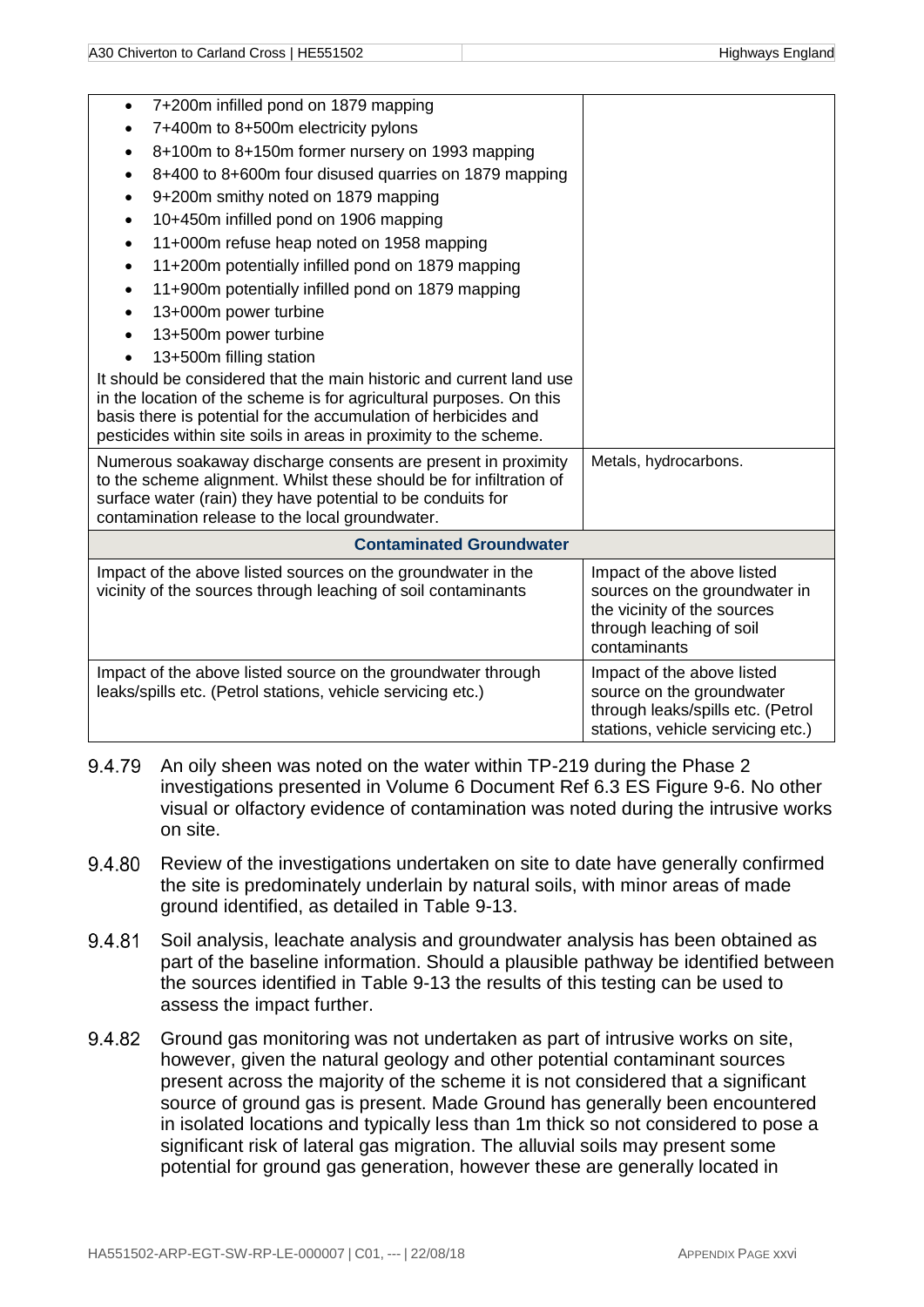| | |
|---|---|
| • 7+200m infilled pond on 1879 mapping<br>• 7+400m to 8+500m electricity pylons<br>• 8+100m to 8+150m former nursery on 1993 mapping<br>• 8+400 to 8+600m four disused quarries on 1879 mapping<br>• 9+200m smithy noted on 1879 mapping<br>• 10+450m infilled pond on 1906 mapping<br>• 11+000m refuse heap noted on 1958 mapping<br>• 11+200m potentially infilled pond on 1879 mapping<br>• 11+900m potentially infilled pond on 1879 mapping<br>• 13+000m power turbine<br>• 13+500m power turbine<br>• 13+500m filling station<br>It should be considered that the main historic and current land use in the location of the scheme is for agricultural purposes. On this basis there is potential for the accumulation of herbicides and pesticides within site soils in areas in proximity to the scheme. | |
| Numerous soakaway discharge consents are present in proximity to the scheme alignment. Whilst these should be for infiltration of surface water (rain) they have potential to be conduits for contamination release to the local groundwater. | Metals, hydrocarbons. |
| **Contaminated Groundwater** | |
| Impact of the above listed sources on the groundwater in the vicinity of the sources through leaching of soil contaminants | Impact of the above listed sources on the groundwater in the vicinity of the sources through leaching of soil contaminants |
| Impact of the above listed source on the groundwater through leaks/spills etc. (Petrol stations, vehicle servicing etc.) | Impact of the above listed source on the groundwater through leaks/spills etc. (Petrol stations, vehicle servicing etc.) |

9.4.79 An oily sheen was noted on the water within TP-219 during the Phase 2 investigations presented in Volume 6 Document Ref 6.3 ES Figure 9-6. No other visual or olfactory evidence of contamination was noted during the intrusive works on site.

9.4.80 Review of the investigations undertaken on site to date have generally confirmed the site is predominately underlain by natural soils, with minor areas of made ground identified, as detailed in Table 9-13.

9.4.81 Soil analysis, leachate analysis and groundwater analysis has been obtained as part of the baseline information. Should a plausible pathway be identified between the sources identified in Table 9-13 the results of this testing can be used to assess the impact further.

9.4.82 Ground gas monitoring was not undertaken as part of intrusive works on site, however, given the natural geology and other potential contaminant sources present across the majority of the scheme it is not considered that a significant source of ground gas is present. Made Ground has generally been encountered in isolated locations and typically less than 1m thick so not considered to pose a significant risk of lateral gas migration. The alluvial soils may present some potential for ground gas generation, however these are generally located in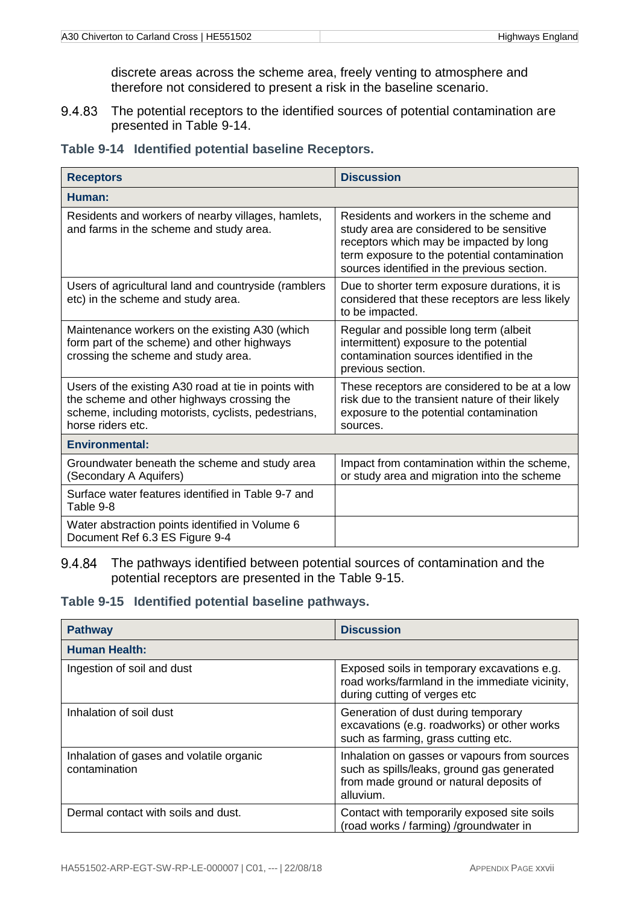discrete areas across the scheme area, freely venting to atmosphere and therefore not considered to present a risk in the baseline scenario.

9.4.83 The potential receptors to the identified sources of potential contamination are presented in Table 9-14.

**Table 9-14 Identified potential baseline Receptors.**

| Receptors | Discussion |
|---|---|
| **Human:** | |
| Residents and workers of nearby villages, hamlets, and farms in the scheme and study area. | Residents and workers in the scheme and study area are considered to be sensitive receptors which may be impacted by long term exposure to the potential contamination sources identified in the previous section. |
| Users of agricultural land and countryside (ramblers etc) in the scheme and study area. | Due to shorter term exposure durations, it is considered that these receptors are less likely to be impacted. |
| Maintenance workers on the existing A30 (which form part of the scheme) and other highways crossing the scheme and study area. | Regular and possible long term (albeit intermittent) exposure to the potential contamination sources identified in the previous section. |
| Users of the existing A30 road at tie in points with the scheme and other highways crossing the scheme, including motorists, cyclists, pedestrians, horse riders etc. | These receptors are considered to be at a low risk due to the transient nature of their likely exposure to the potential contamination sources. |
| **Environmental:** | |
| Groundwater beneath the scheme and study area (Secondary A Aquifers) | Impact from contamination within the scheme, or study area and migration into the scheme |
| Surface water features identified in Table 9-7 and Table 9-8 | |
| Water abstraction points identified in Volume 6 Document Ref 6.3 ES Figure 9-4 | |

9.4.84 The pathways identified between potential sources of contamination and the potential receptors are presented in the Table 9-15.

**Table 9-15 Identified potential baseline pathways.**

| Pathway | Discussion |
|---|---|
| **Human Health:** | |
| Ingestion of soil and dust | Exposed soils in temporary excavations e.g. road works/farmland in the immediate vicinity, during cutting of verges etc |
| Inhalation of soil dust | Generation of dust during temporary excavations (e.g. roadworks) or other works such as farming, grass cutting etc. |
| Inhalation of gases and volatile organic contamination | Inhalation on gasses or vapours from sources such as spills/leaks, ground gas generated from made ground or natural deposits of alluvium. |
| Dermal contact with soils and dust. | Contact with temporarily exposed site soils (road works / farming) /groundwater in |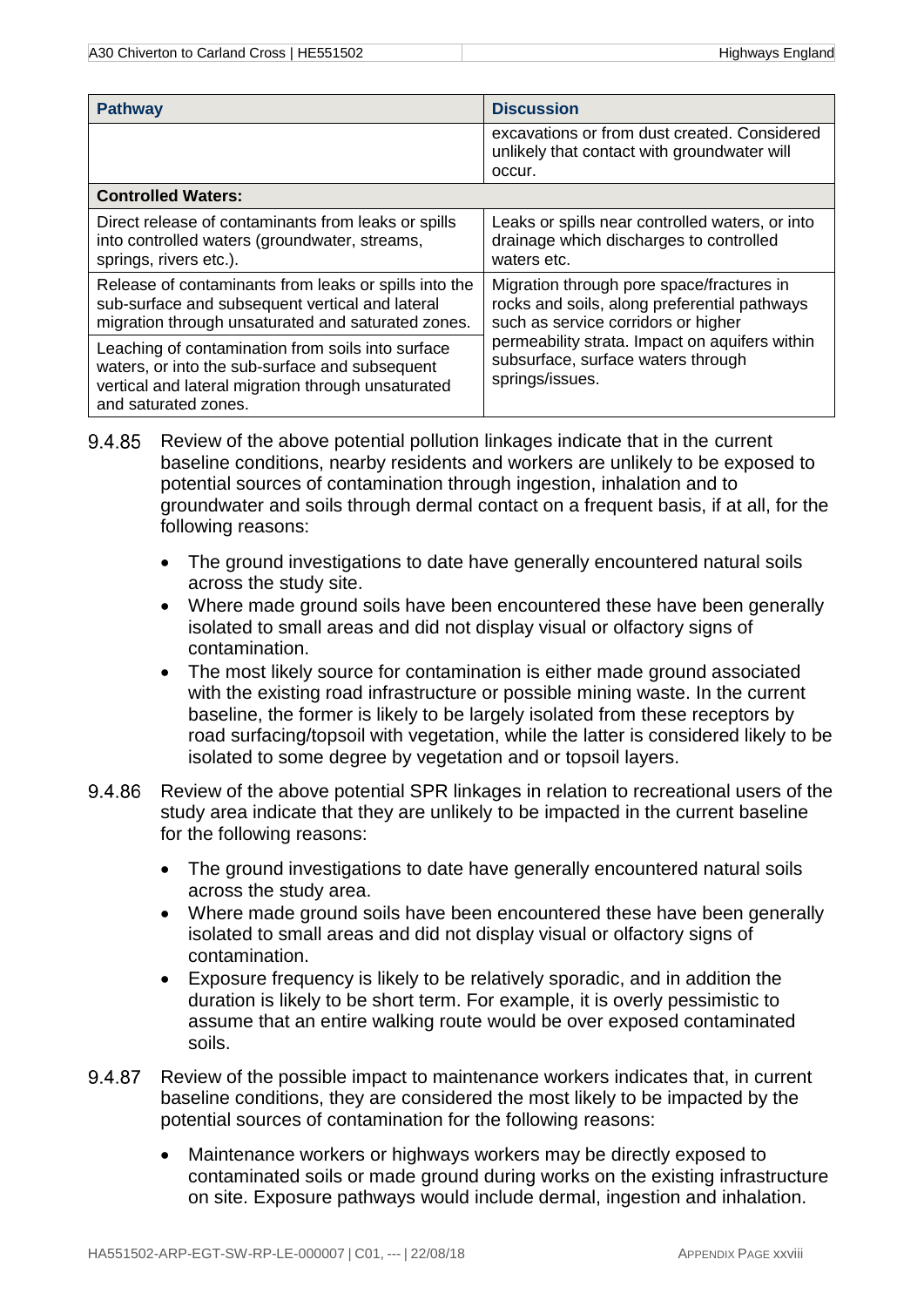| Pathway | Discussion |
|---|---|
| | excavations or from dust created. Considered unlikely that contact with groundwater will occur. |
| **Controlled Waters:** | |
| Direct release of contaminants from leaks or spills into controlled waters (groundwater, streams, springs, rivers etc.). | Leaks or spills near controlled waters, or into drainage which discharges to controlled waters etc. |
| Release of contaminants from leaks or spills into the sub-surface and subsequent vertical and lateral migration through unsaturated and saturated zones. | Migration through pore space/fractures in rocks and soils, along preferential pathways such as service corridors or higher permeability strata. Impact on aquifers within subsurface, surface waters through springs/issues. |
| Leaching of contamination from soils into surface waters, or into the sub-surface and subsequent vertical and lateral migration through unsaturated and saturated zones. | |

9.4.85 Review of the above potential pollution linkages indicate that in the current baseline conditions, nearby residents and workers are unlikely to be exposed to potential sources of contamination through ingestion, inhalation and to groundwater and soils through dermal contact on a frequent basis, if at all, for the following reasons:

- The ground investigations to date have generally encountered natural soils across the study site.
- Where made ground soils have been encountered these have been generally isolated to small areas and did not display visual or olfactory signs of contamination.
- The most likely source for contamination is either made ground associated with the existing road infrastructure or possible mining waste. In the current baseline, the former is likely to be largely isolated from these receptors by road surfacing/topsoil with vegetation, while the latter is considered likely to be isolated to some degree by vegetation and or topsoil layers.

9.4.86 Review of the above potential SPR linkages in relation to recreational users of the study area indicate that they are unlikely to be impacted in the current baseline for the following reasons:

- The ground investigations to date have generally encountered natural soils across the study area.
- Where made ground soils have been encountered these have been generally isolated to small areas and did not display visual or olfactory signs of contamination.
- Exposure frequency is likely to be relatively sporadic, and in addition the duration is likely to be short term. For example, it is overly pessimistic to assume that an entire walking route would be over exposed contaminated soils.

9.4.87 Review of the possible impact to maintenance workers indicates that, in current baseline conditions, they are considered the most likely to be impacted by the potential sources of contamination for the following reasons:

- Maintenance workers or highways workers may be directly exposed to contaminated soils or made ground during works on the existing infrastructure on site. Exposure pathways would include dermal, ingestion and inhalation.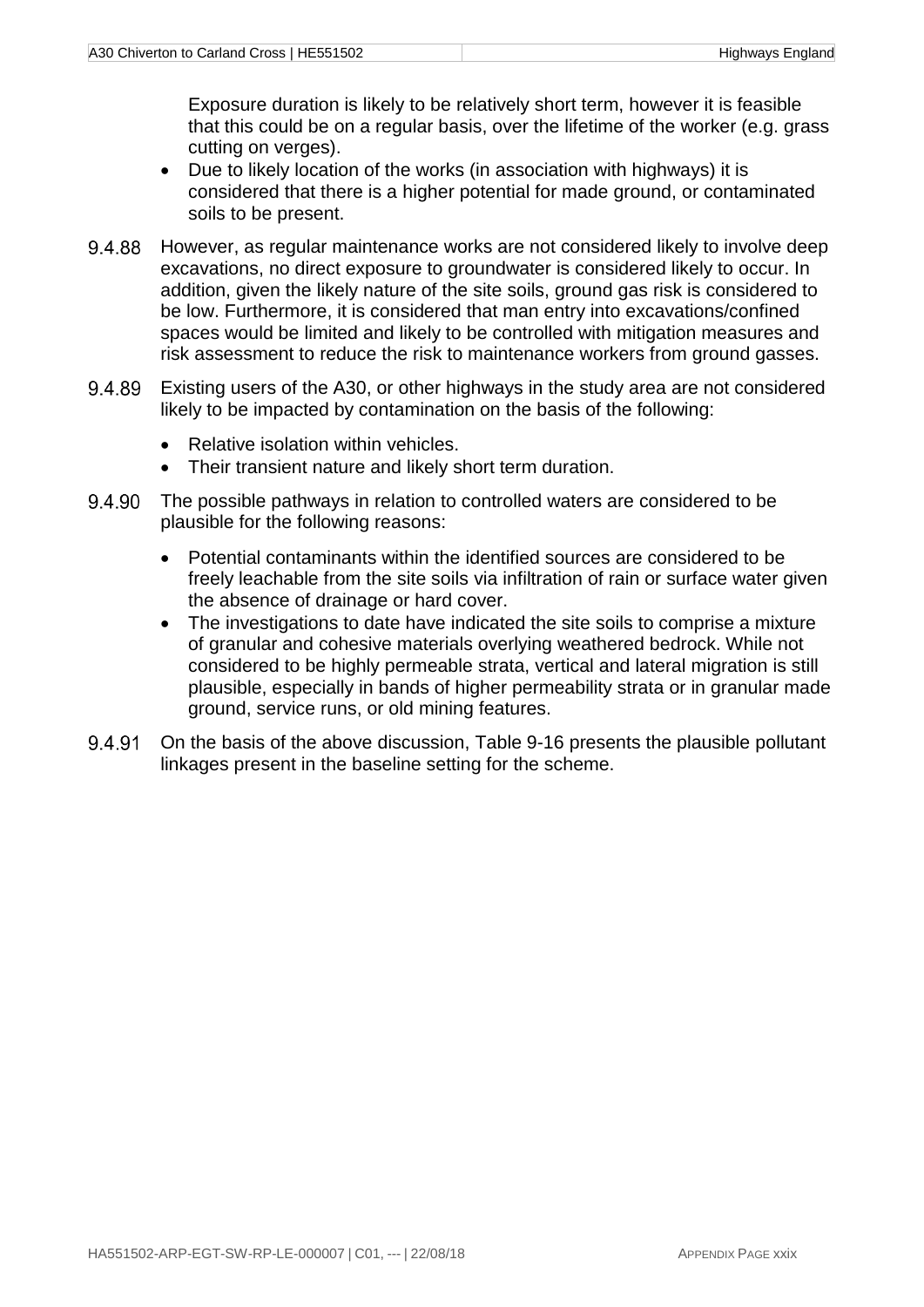Exposure duration is likely to be relatively short term, however it is feasible that this could be on a regular basis, over the lifetime of the worker (e.g. grass cutting on verges).

- Due to likely location of the works (in association with highways) it is considered that there is a higher potential for made ground, or contaminated soils to be present.

9.4.88 However, as regular maintenance works are not considered likely to involve deep excavations, no direct exposure to groundwater is considered likely to occur. In addition, given the likely nature of the site soils, ground gas risk is considered to be low. Furthermore, it is considered that man entry into excavations/confined spaces would be limited and likely to be controlled with mitigation measures and risk assessment to reduce the risk to maintenance workers from ground gasses.

9.4.89 Existing users of the A30, or other highways in the study area are not considered likely to be impacted by contamination on the basis of the following:

- Relative isolation within vehicles.
- Their transient nature and likely short term duration.

9.4.90 The possible pathways in relation to controlled waters are considered to be plausible for the following reasons:

- Potential contaminants within the identified sources are considered to be freely leachable from the site soils via infiltration of rain or surface water given the absence of drainage or hard cover.
- The investigations to date have indicated the site soils to comprise a mixture of granular and cohesive materials overlying weathered bedrock. While not considered to be highly permeable strata, vertical and lateral migration is still plausible, especially in bands of higher permeability strata or in granular made ground, service runs, or old mining features.

9.4.91 On the basis of the above discussion, Table 9-16 presents the plausible pollutant linkages present in the baseline setting for the scheme.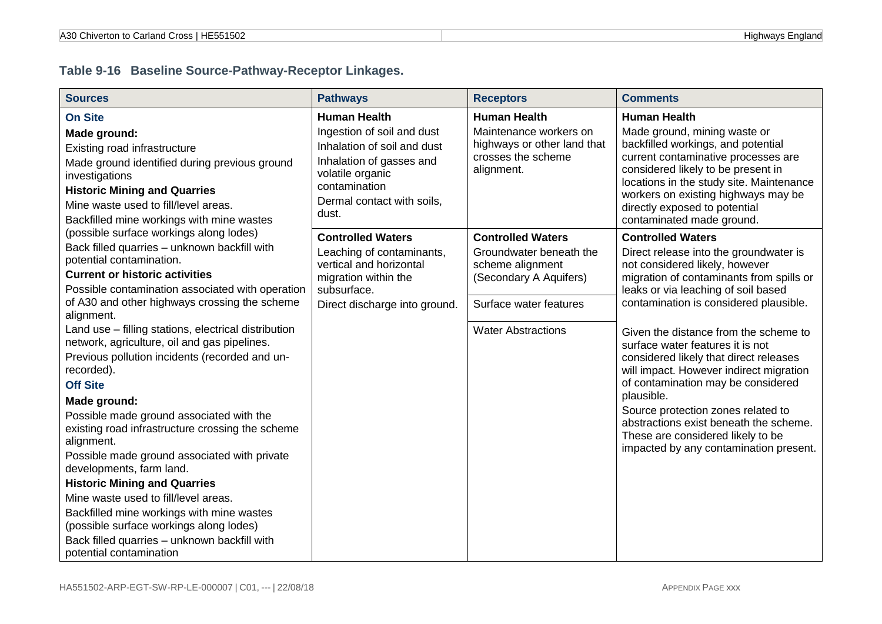### Table 9-16 Baseline Source-Pathway-Receptor Linkages.

| Sources | Pathways | Receptors | Comments |
|---|---|---|---|
| **On Site**<br>**Made ground:**<br>Existing road infrastructure<br>Made ground identified during previous ground investigations<br>**Historic Mining and Quarries**<br>Mine waste used to fill/level areas.<br>Backfilled mine workings with mine wastes (possible surface workings along lodes)<br>Back filled quarries – unknown backfill with potential contamination.<br>**Current or historic activities**<br>Possible contamination associated with operation of A30 and other highways crossing the scheme alignment.<br>Land use – filling stations, electrical distribution network, agriculture, oil and gas pipelines.<br>Previous pollution incidents (recorded and un-recorded).<br>**Off Site**<br>**Made ground:**<br>Possible made ground associated with the existing road infrastructure crossing the scheme alignment.<br>Possible made ground associated with private developments, farm land.<br>**Historic Mining and Quarries**<br>Mine waste used to fill/level areas.<br>Backfilled mine workings with mine wastes (possible surface workings along lodes)<br>Back filled quarries – unknown backfill with potential contamination | **Human Health**<br>Ingestion of soil and dust<br>Inhalation of soil and dust<br>Inhalation of gasses and volatile organic contamination<br>Dermal contact with soils, dust. | **Human Health**<br>Maintenance workers on highways or other land that crosses the scheme alignment. | **Human Health**<br>Made ground, mining waste or backfilled workings, and potential current contaminative processes are considered likely to be present in locations in the study site. Maintenance workers on existing highways may be directly exposed to potential contaminated made ground. |
| | **Controlled Waters**<br>Leaching of contaminants, vertical and horizontal migration within the subsurface.<br>Direct discharge into ground. | **Controlled Waters**<br>Groundwater beneath the scheme alignment (Secondary A Aquifers) | **Controlled Waters**<br>Direct release into the groundwater is not considered likely, however migration of contaminants from spills or leaks or via leaching of soil based contamination is considered plausible. |
| | | Surface water features | Given the distance from the scheme to surface water features it is not considered likely that direct releases will impact. However indirect migration of contamination may be considered plausible. |
| | | Water Abstractions | Source protection zones related to abstractions exist beneath the scheme. These are considered likely to be impacted by any contamination present. |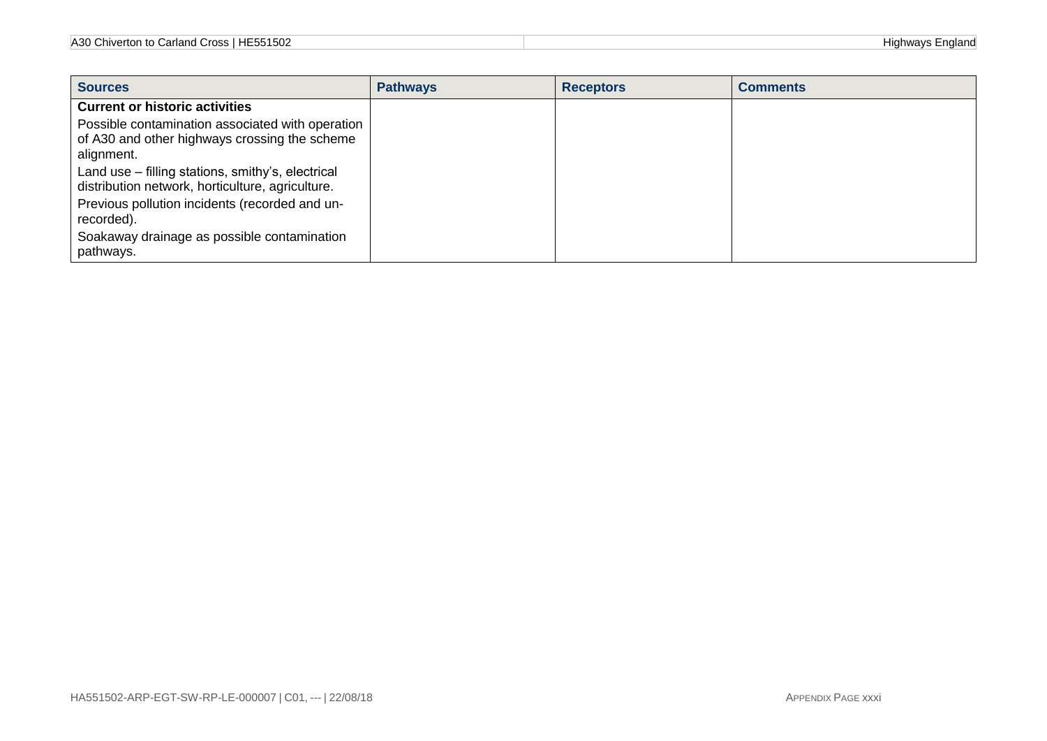| Sources | Pathways | Receptors | Comments |
|---|---|---|---|
| **Current or historic activities**<br>Possible contamination associated with operation of A30 and other highways crossing the scheme alignment.<br>Land use – filling stations, smithy's, electrical distribution network, horticulture, agriculture.<br>Previous pollution incidents (recorded and un-recorded).<br>Soakaway drainage as possible contamination pathways. | | | |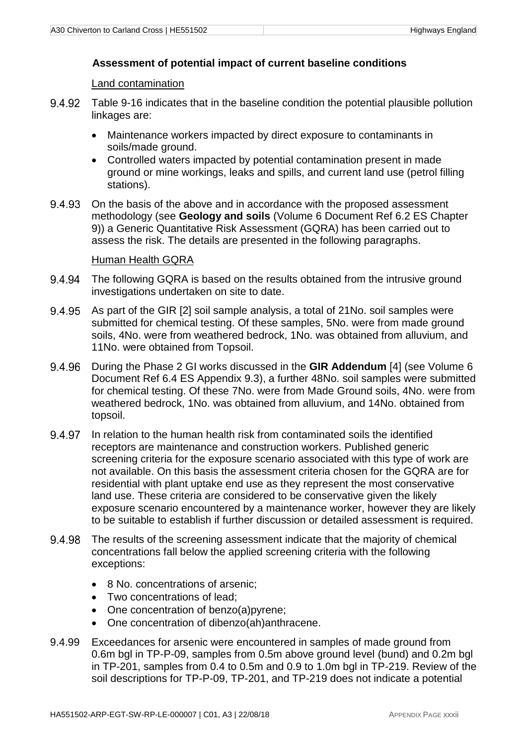### Assessment of potential impact of current baseline conditions

Land contamination

9.4.92 Table 9-16 indicates that in the baseline condition the potential plausible pollution linkages are:

- Maintenance workers impacted by direct exposure to contaminants in soils/made ground.
- Controlled waters impacted by potential contamination present in made ground or mine workings, leaks and spills, and current land use (petrol filling stations).

9.4.93 On the basis of the above and in accordance with the proposed assessment methodology (see **Geology and soils** (Volume 6 Document Ref 6.2 ES Chapter 9)) a Generic Quantitative Risk Assessment (GQRA) has been carried out to assess the risk. The details are presented in the following paragraphs.

Human Health GQRA

9.4.94 The following GQRA is based on the results obtained from the intrusive ground investigations undertaken on site to date.

9.4.95 As part of the GIR [2] soil sample analysis, a total of 21No. soil samples were submitted for chemical testing. Of these samples, 5No. were from made ground soils, 4No. were from weathered bedrock, 1No. was obtained from alluvium, and 11No. were obtained from Topsoil.

9.4.96 During the Phase 2 GI works discussed in the **GIR Addendum** [4] (see Volume 6 Document Ref 6.4 ES Appendix 9.3), a further 48No. soil samples were submitted for chemical testing. Of these 7No. were from Made Ground soils, 4No. were from weathered bedrock, 1No. was obtained from alluvium, and 14No. obtained from topsoil.

9.4.97 In relation to the human health risk from contaminated soils the identified receptors are maintenance and construction workers. Published generic screening criteria for the exposure scenario associated with this type of work are not available. On this basis the assessment criteria chosen for the GQRA are for residential with plant uptake end use as they represent the most conservative land use. These criteria are considered to be conservative given the likely exposure scenario encountered by a maintenance worker, however they are likely to be suitable to establish if further discussion or detailed assessment is required.

9.4.98 The results of the screening assessment indicate that the majority of chemical concentrations fall below the applied screening criteria with the following exceptions:

- 8 No. concentrations of arsenic;
- Two concentrations of lead;
- One concentration of benzo(a)pyrene;
- One concentration of dibenzo(ah)anthracene.

9.4.99 Exceedances for arsenic were encountered in samples of made ground from 0.6m bgl in TP-P-09, samples from 0.5m above ground level (bund) and 0.2m bgl in TP-201, samples from 0.4 to 0.5m and 0.9 to 1.0m bgl in TP-219. Review of the soil descriptions for TP-P-09, TP-201, and TP-219 does not indicate a potential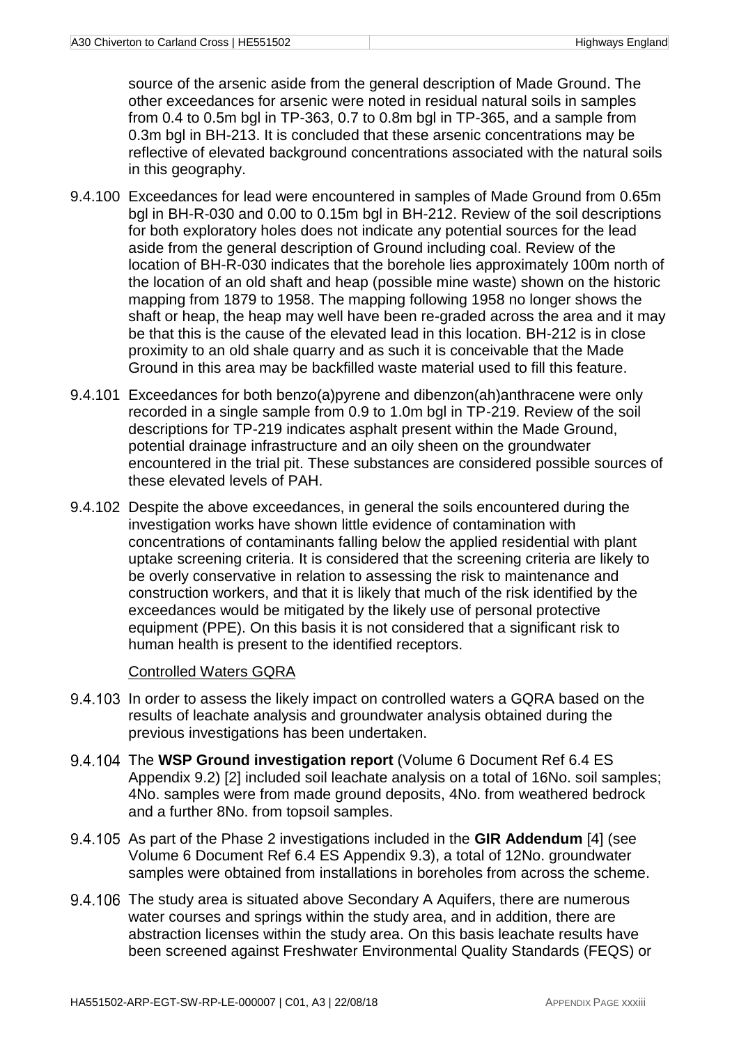source of the arsenic aside from the general description of Made Ground. The other exceedances for arsenic were noted in residual natural soils in samples from 0.4 to 0.5m bgl in TP-363, 0.7 to 0.8m bgl in TP-365, and a sample from 0.3m bgl in BH-213. It is concluded that these arsenic concentrations may be reflective of elevated background concentrations associated with the natural soils in this geography.

9.4.100 Exceedances for lead were encountered in samples of Made Ground from 0.65m bgl in BH-R-030 and 0.00 to 0.15m bgl in BH-212. Review of the soil descriptions for both exploratory holes does not indicate any potential sources for the lead aside from the general description of Ground including coal. Review of the location of BH-R-030 indicates that the borehole lies approximately 100m north of the location of an old shaft and heap (possible mine waste) shown on the historic mapping from 1879 to 1958. The mapping following 1958 no longer shows the shaft or heap, the heap may well have been re-graded across the area and it may be that this is the cause of the elevated lead in this location. BH-212 is in close proximity to an old shale quarry and as such it is conceivable that the Made Ground in this area may be backfilled waste material used to fill this feature.

9.4.101 Exceedances for both benzo(a)pyrene and dibenzon(ah)anthracene were only recorded in a single sample from 0.9 to 1.0m bgl in TP-219. Review of the soil descriptions for TP-219 indicates asphalt present within the Made Ground, potential drainage infrastructure and an oily sheen on the groundwater encountered in the trial pit. These substances are considered possible sources of these elevated levels of PAH.

9.4.102 Despite the above exceedances, in general the soils encountered during the investigation works have shown little evidence of contamination with concentrations of contaminants falling below the applied residential with plant uptake screening criteria. It is considered that the screening criteria are likely to be overly conservative in relation to assessing the risk to maintenance and construction workers, and that it is likely that much of the risk identified by the exceedances would be mitigated by the likely use of personal protective equipment (PPE). On this basis it is not considered that a significant risk to human health is present to the identified receptors.

Controlled Waters GQRA

9.4.103 In order to assess the likely impact on controlled waters a GQRA based on the results of leachate analysis and groundwater analysis obtained during the previous investigations has been undertaken.

9.4.104 The **WSP Ground investigation report** (Volume 6 Document Ref 6.4 ES Appendix 9.2) [2] included soil leachate analysis on a total of 16No. soil samples; 4No. samples were from made ground deposits, 4No. from weathered bedrock and a further 8No. from topsoil samples.

9.4.105 As part of the Phase 2 investigations included in the **GIR Addendum** [4] (see Volume 6 Document Ref 6.4 ES Appendix 9.3), a total of 12No. groundwater samples were obtained from installations in boreholes from across the scheme.

9.4.106 The study area is situated above Secondary A Aquifers, there are numerous water courses and springs within the study area, and in addition, there are abstraction licenses within the study area. On this basis leachate results have been screened against Freshwater Environmental Quality Standards (FEQS) or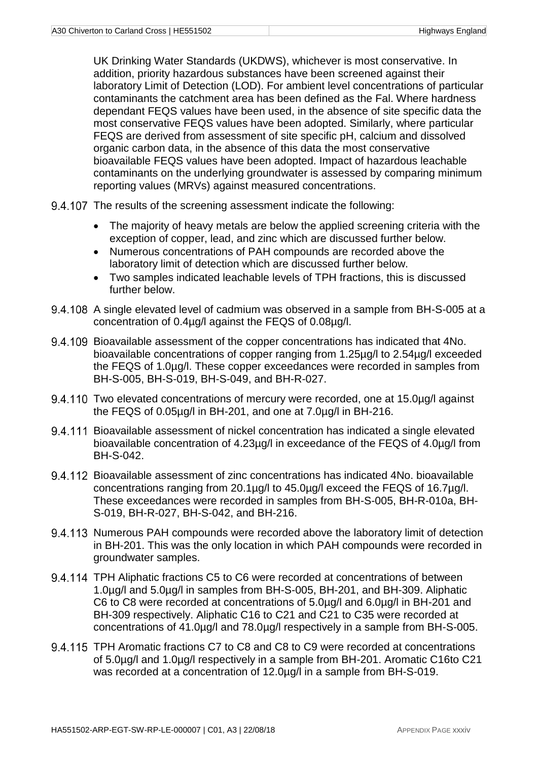UK Drinking Water Standards (UKDWS), whichever is most conservative. In addition, priority hazardous substances have been screened against their laboratory Limit of Detection (LOD). For ambient level concentrations of particular contaminants the catchment area has been defined as the Fal. Where hardness dependant FEQS values have been used, in the absence of site specific data the most conservative FEQS values have been adopted. Similarly, where particular FEQS are derived from assessment of site specific pH, calcium and dissolved organic carbon data, in the absence of this data the most conservative bioavailable FEQS values have been adopted. Impact of hazardous leachable contaminants on the underlying groundwater is assessed by comparing minimum reporting values (MRVs) against measured concentrations.

9.4.107 The results of the screening assessment indicate the following:

- The majority of heavy metals are below the applied screening criteria with the exception of copper, lead, and zinc which are discussed further below.
- Numerous concentrations of PAH compounds are recorded above the laboratory limit of detection which are discussed further below.
- Two samples indicated leachable levels of TPH fractions, this is discussed further below.

9.4.108 A single elevated level of cadmium was observed in a sample from BH-S-005 at a concentration of 0.4µg/l against the FEQS of 0.08µg/l.

9.4.109 Bioavailable assessment of the copper concentrations has indicated that 4No. bioavailable concentrations of copper ranging from 1.25µg/l to 2.54µg/l exceeded the FEQS of 1.0µg/l. These copper exceedances were recorded in samples from BH-S-005, BH-S-019, BH-S-049, and BH-R-027.

9.4.110 Two elevated concentrations of mercury were recorded, one at 15.0µg/l against the FEQS of 0.05µg/l in BH-201, and one at 7.0µg/l in BH-216.

9.4.111 Bioavailable assessment of nickel concentration has indicated a single elevated bioavailable concentration of 4.23µg/l in exceedance of the FEQS of 4.0µg/l from BH-S-042.

9.4.112 Bioavailable assessment of zinc concentrations has indicated 4No. bioavailable concentrations ranging from 20.1µg/l to 45.0µg/l exceed the FEQS of 16.7µg/l. These exceedances were recorded in samples from BH-S-005, BH-R-010a, BH-S-019, BH-R-027, BH-S-042, and BH-216.

9.4.113 Numerous PAH compounds were recorded above the laboratory limit of detection in BH-201. This was the only location in which PAH compounds were recorded in groundwater samples.

9.4.114 TPH Aliphatic fractions C5 to C6 were recorded at concentrations of between 1.0µg/l and 5.0µg/l in samples from BH-S-005, BH-201, and BH-309. Aliphatic C6 to C8 were recorded at concentrations of 5.0µg/l and 6.0µg/l in BH-201 and BH-309 respectively. Aliphatic C16 to C21 and C21 to C35 were recorded at concentrations of 41.0µg/l and 78.0µg/l respectively in a sample from BH-S-005.

9.4.115 TPH Aromatic fractions C7 to C8 and C8 to C9 were recorded at concentrations of 5.0µg/l and 1.0µg/l respectively in a sample from BH-201. Aromatic C16to C21 was recorded at a concentration of 12.0µg/l in a sample from BH-S-019.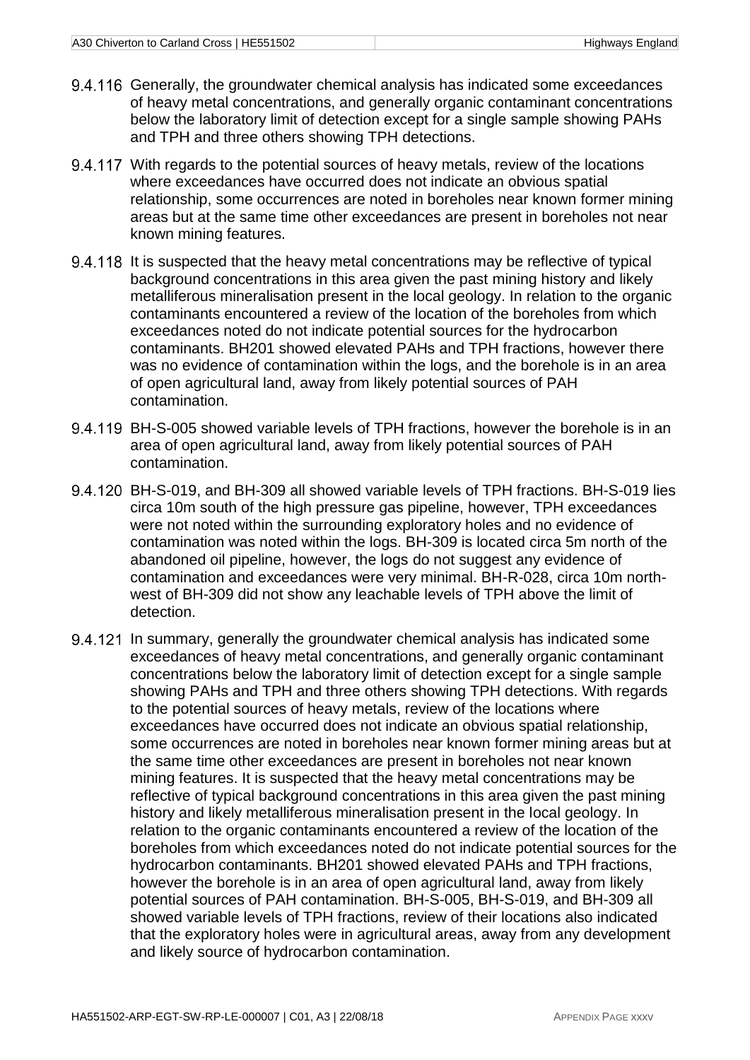9.4.116 Generally, the groundwater chemical analysis has indicated some exceedances of heavy metal concentrations, and generally organic contaminant concentrations below the laboratory limit of detection except for a single sample showing PAHs and TPH and three others showing TPH detections.

9.4.117 With regards to the potential sources of heavy metals, review of the locations where exceedances have occurred does not indicate an obvious spatial relationship, some occurrences are noted in boreholes near known former mining areas but at the same time other exceedances are present in boreholes not near known mining features.

9.4.118 It is suspected that the heavy metal concentrations may be reflective of typical background concentrations in this area given the past mining history and likely metalliferous mineralisation present in the local geology. In relation to the organic contaminants encountered a review of the location of the boreholes from which exceedances noted do not indicate potential sources for the hydrocarbon contaminants. BH201 showed elevated PAHs and TPH fractions, however there was no evidence of contamination within the logs, and the borehole is in an area of open agricultural land, away from likely potential sources of PAH contamination.

9.4.119 BH-S-005 showed variable levels of TPH fractions, however the borehole is in an area of open agricultural land, away from likely potential sources of PAH contamination.

9.4.120 BH-S-019, and BH-309 all showed variable levels of TPH fractions. BH-S-019 lies circa 10m south of the high pressure gas pipeline, however, TPH exceedances were not noted within the surrounding exploratory holes and no evidence of contamination was noted within the logs. BH-309 is located circa 5m north of the abandoned oil pipeline, however, the logs do not suggest any evidence of contamination and exceedances were very minimal. BH-R-028, circa 10m north-west of BH-309 did not show any leachable levels of TPH above the limit of detection.

9.4.121 In summary, generally the groundwater chemical analysis has indicated some exceedances of heavy metal concentrations, and generally organic contaminant concentrations below the laboratory limit of detection except for a single sample showing PAHs and TPH and three others showing TPH detections. With regards to the potential sources of heavy metals, review of the locations where exceedances have occurred does not indicate an obvious spatial relationship, some occurrences are noted in boreholes near known former mining areas but at the same time other exceedances are present in boreholes not near known mining features. It is suspected that the heavy metal concentrations may be reflective of typical background concentrations in this area given the past mining history and likely metalliferous mineralisation present in the local geology. In relation to the organic contaminants encountered a review of the location of the boreholes from which exceedances noted do not indicate potential sources for the hydrocarbon contaminants. BH201 showed elevated PAHs and TPH fractions, however the borehole is in an area of open agricultural land, away from likely potential sources of PAH contamination. BH-S-005, BH-S-019, and BH-309 all showed variable levels of TPH fractions, review of their locations also indicated that the exploratory holes were in agricultural areas, away from any development and likely source of hydrocarbon contamination.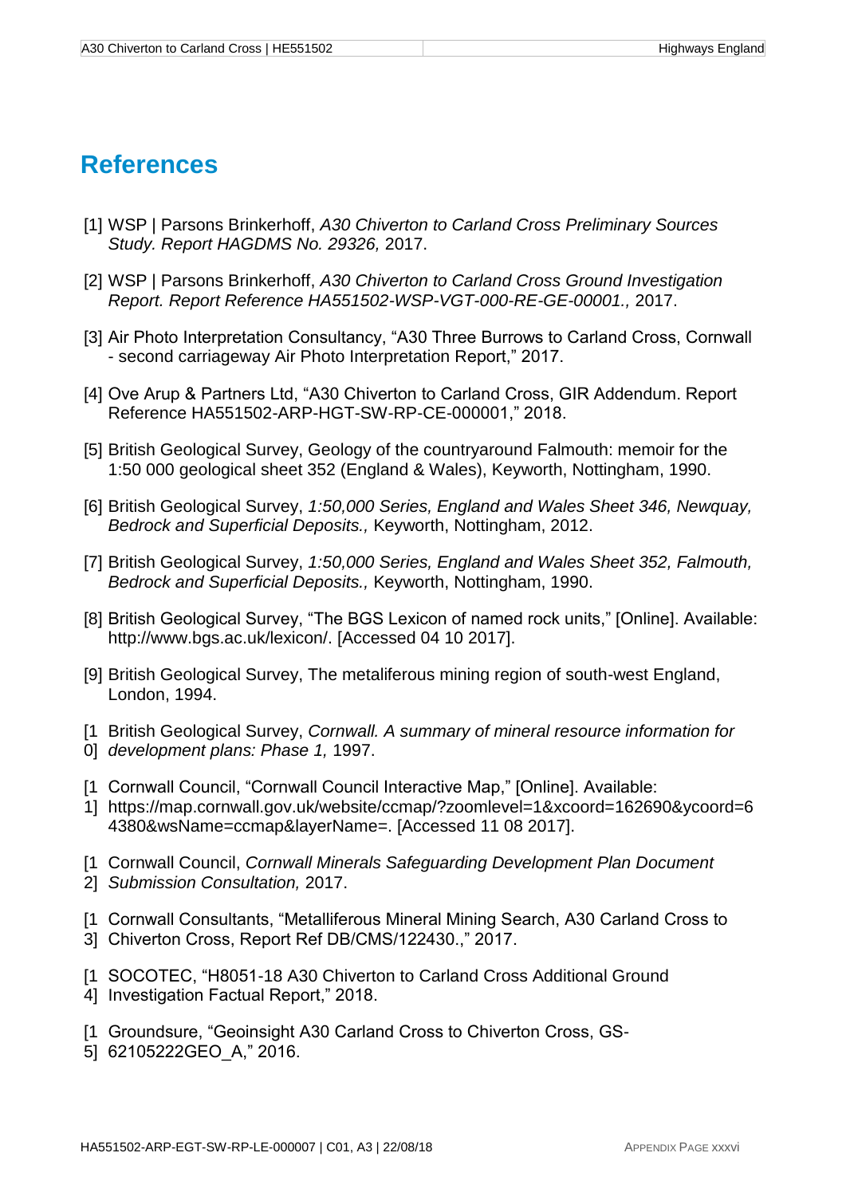# References

[1] WSP | Parsons Brinkerhoff, *A30 Chiverton to Carland Cross Preliminary Sources Study. Report HAGDMS No. 29326,* 2017.

[2] WSP | Parsons Brinkerhoff, *A30 Chiverton to Carland Cross Ground Investigation Report. Report Reference HA551502-WSP-VGT-000-RE-GE-00001.,* 2017.

[3] Air Photo Interpretation Consultancy, "A30 Three Burrows to Carland Cross, Cornwall - second carriageway Air Photo Interpretation Report," 2017.

[4] Ove Arup & Partners Ltd, "A30 Chiverton to Carland Cross, GIR Addendum. Report Reference HA551502-ARP-HGT-SW-RP-CE-000001," 2018.

[5] British Geological Survey, Geology of the countryaround Falmouth: memoir for the 1:50 000 geological sheet 352 (England & Wales), Keyworth, Nottingham, 1990.

[6] British Geological Survey, *1:50,000 Series, England and Wales Sheet 346, Newquay, Bedrock and Superficial Deposits.,* Keyworth, Nottingham, 2012.

[7] British Geological Survey, *1:50,000 Series, England and Wales Sheet 352, Falmouth, Bedrock and Superficial Deposits.,* Keyworth, Nottingham, 1990.

[8] British Geological Survey, "The BGS Lexicon of named rock units," [Online]. Available: http://www.bgs.ac.uk/lexicon/. [Accessed 04 10 2017].

[9] British Geological Survey, The metaliferous mining region of south-west England, London, 1994.

[10] British Geological Survey, *Cornwall. A summary of mineral resource information for development plans: Phase 1,* 1997.

[11] Cornwall Council, "Cornwall Council Interactive Map," [Online]. Available: https://map.cornwall.gov.uk/website/ccmap/?zoomlevel=1&xcoord=162690&ycoord=64380&wsName=ccmap&layerName=. [Accessed 11 08 2017].

[12] Cornwall Council, *Cornwall Minerals Safeguarding Development Plan Document Submission Consultation,* 2017.

[13] Cornwall Consultants, "Metalliferous Mineral Mining Search, A30 Carland Cross to Chiverton Cross, Report Ref DB/CMS/122430.," 2017.

[14] SOCOTEC, "H8051-18 A30 Chiverton to Carland Cross Additional Ground Investigation Factual Report," 2018.

[15] Groundsure, "Geoinsight A30 Carland Cross to Chiverton Cross, GS-62105222GEO_A," 2016.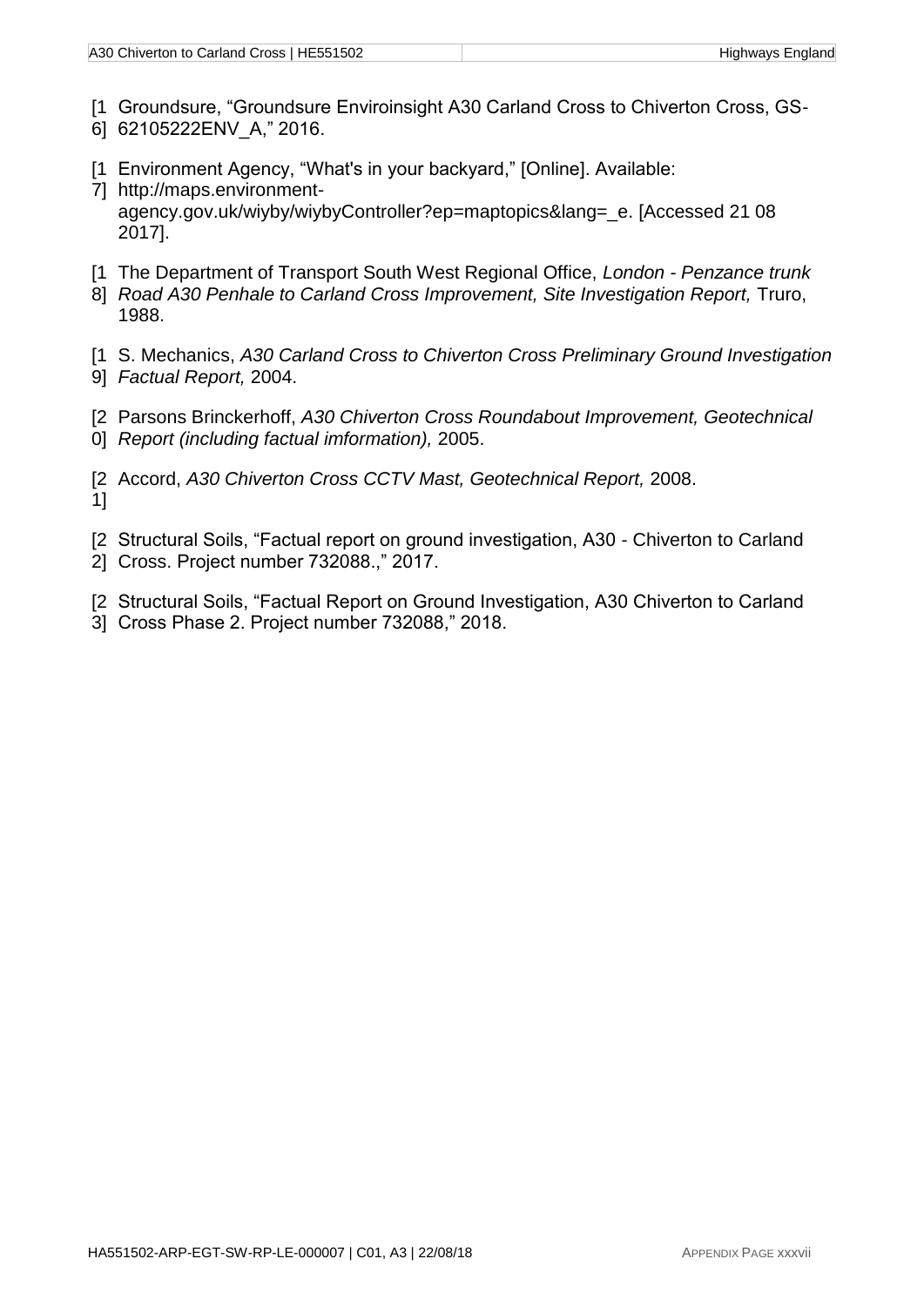[16] Groundsure, "Groundsure Enviroinsight A30 Carland Cross to Chiverton Cross, GS-62105222ENV_A," 2016.

[17] Environment Agency, "What's in your backyard," [Online]. Available: http://maps.environment-agency.gov.uk/wiyby/wiybyController?ep=maptopics&lang=_e. [Accessed 21 08 2017].

[18] The Department of Transport South West Regional Office, *London - Penzance trunk Road A30 Penhale to Carland Cross Improvement, Site Investigation Report,* Truro, 1988.

[19] S. Mechanics, *A30 Carland Cross to Chiverton Cross Preliminary Ground Investigation Factual Report,* 2004.

[20] Parsons Brinckerhoff, *A30 Chiverton Cross Roundabout Improvement, Geotechnical Report (including factual imformation),* 2005.

[21] Accord, *A30 Chiverton Cross CCTV Mast, Geotechnical Report,* 2008.

[22] Structural Soils, "Factual report on ground investigation, A30 - Chiverton to Carland Cross. Project number 732088.," 2017.

[23] Structural Soils, "Factual Report on Ground Investigation, A30 Chiverton to Carland Cross Phase 2. Project number 732088," 2018.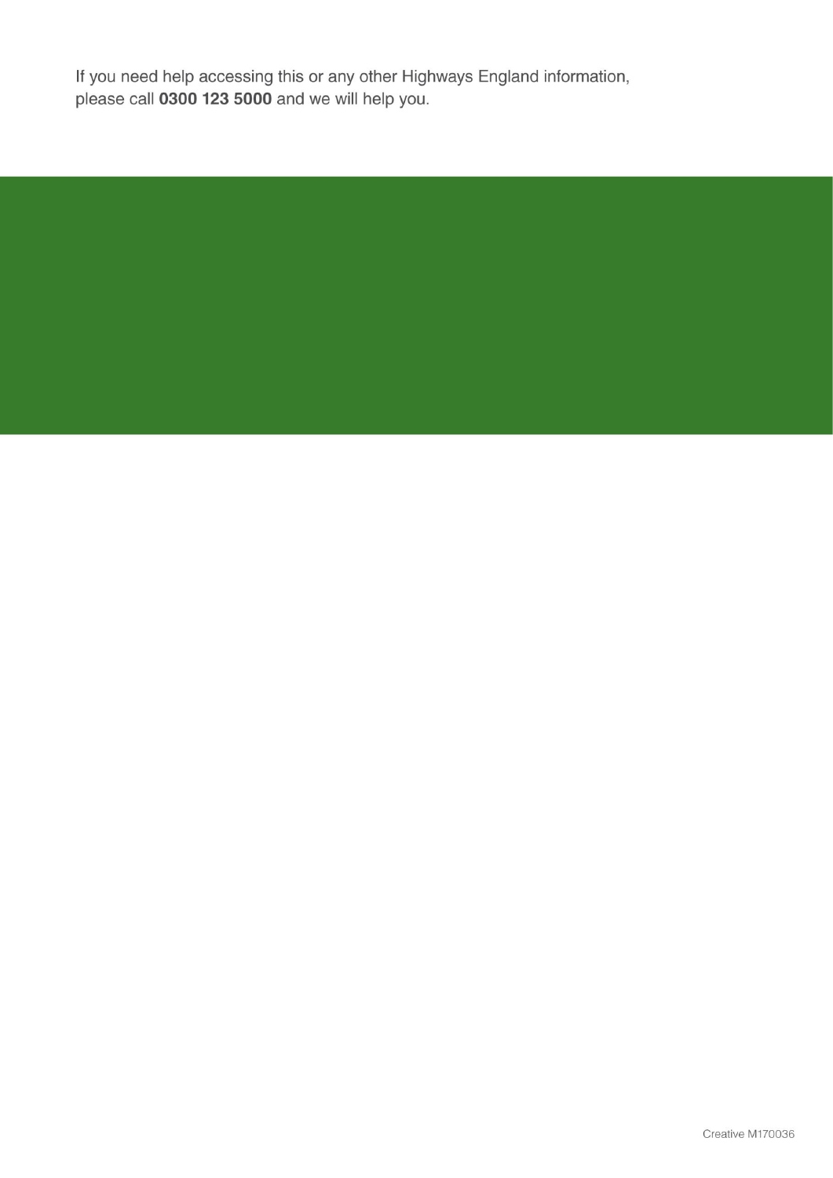If you need help accessing this or any other Highways England information, please call **0300 123 5000** and we will help you.

Creative M170036